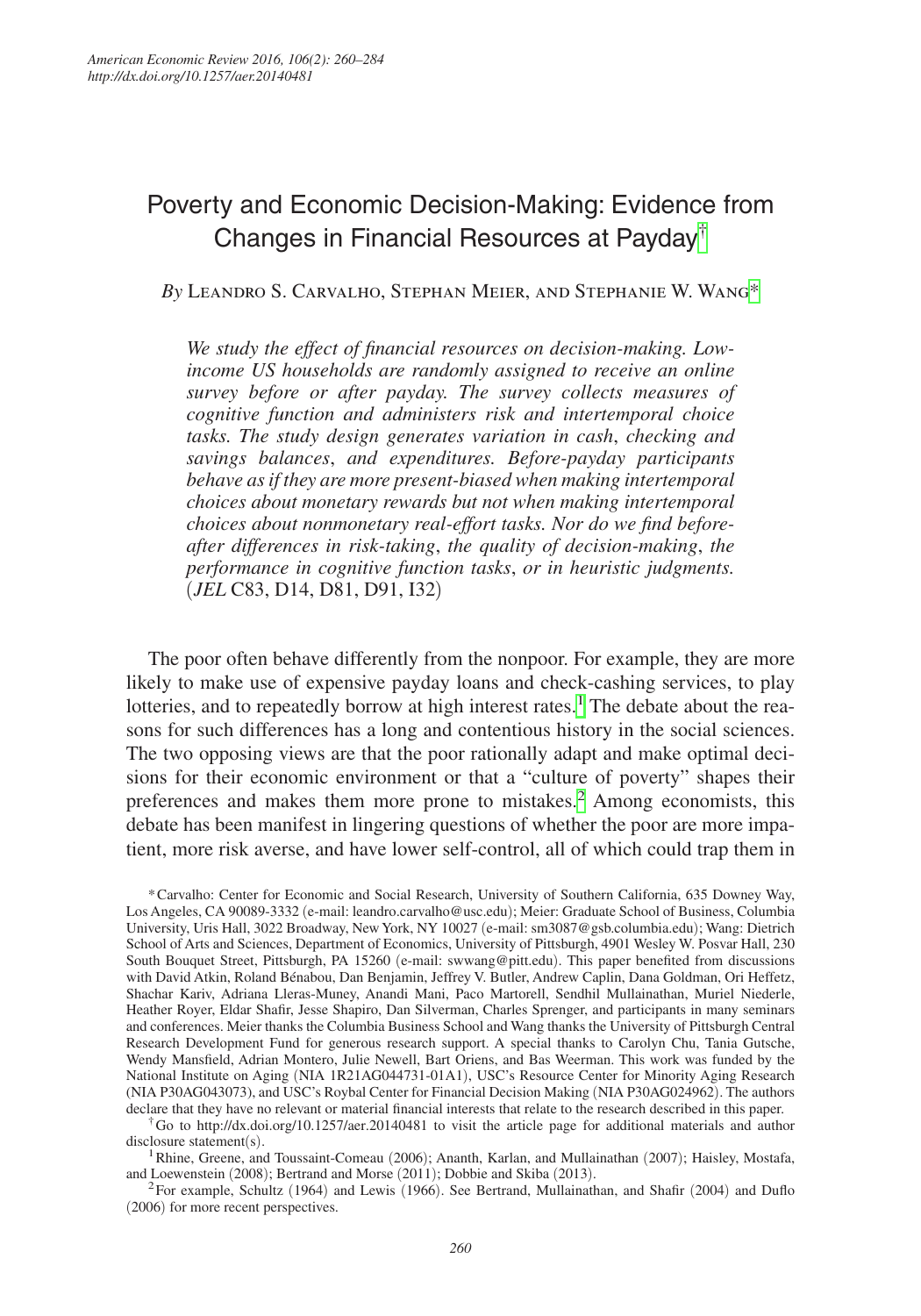# Poverty and Economic Decision-Making: Evidence from Changes in Financial Resources at Payday[†]

*By* Leandro S. Carvalho, Stephan Meier, and Stephanie W. Wang[*]

*We study the effect of financial resources on decision-making. Low-income US households are randomly assigned to receive an online survey before or after payday. The survey collects measures of cognitive function and administers risk and intertemporal choice tasks. The study design generates variation in cash, checking and savings balances, and expenditures. Before-payday participants behave as if they are more present-biased when making intertemporal choices about monetary rewards but not when making intertemporal choices about nonmonetary real-effort tasks. Nor do we find before-after differences in risk-taking, the quality of decision-making, the performance in cognitive function tasks, or in heuristic judgments.* (*JEL* C83, D14, D81, D91, I32)

The poor often behave differently from the nonpoor. For example, they are more likely to make use of expensive payday loans and check-cashing services, to play lotteries, and to repeatedly borrow at high interest rates.[1] The debate about the reasons for such differences has a long and contentious history in the social sciences. The two opposing views are that the poor rationally adapt and make optimal decisions for their economic environment or that a "culture of poverty" shapes their preferences and makes them more prone to mistakes.[2] Among economists, this debate has been manifest in lingering questions of whether the poor are more impatient, more risk averse, and have lower self-control, all of which could trap them in

[*] Carvalho: Center for Economic and Social Research, University of Southern California, 635 Downey Way, Los Angeles, CA 90089-3332 (e-mail: leandro.carvalho@usc.edu); Meier: Graduate School of Business, Columbia University, Uris Hall, 3022 Broadway, New York, NY 10027 (e-mail: sm3087@gsb.columbia.edu); Wang: Dietrich School of Arts and Sciences, Department of Economics, University of Pittsburgh, 4901 Wesley W. Posvar Hall, 230 South Bouquet Street, Pittsburgh, PA 15260 (e-mail: swwang@pitt.edu). This paper benefited from discussions with David Atkin, Roland Bénabou, Dan Benjamin, Jeffrey V. Butler, Andrew Caplin, Dana Goldman, Ori Heffetz, Shachar Kariv, Adriana Lleras-Muney, Anandi Mani, Paco Martorell, Sendhil Mullainathan, Muriel Niederle, Heather Royer, Eldar Shafir, Jesse Shapiro, Dan Silverman, Charles Sprenger, and participants in many seminars and conferences. Meier thanks the Columbia Business School and Wang thanks the University of Pittsburgh Central Research Development Fund for generous research support. A special thanks to Carolyn Chu, Tania Gutsche, Wendy Mansfield, Adrian Montero, Julie Newell, Bart Oriens, and Bas Weerman. This work was funded by the National Institute on Aging (NIA 1R21AG044731-01A1), USC's Resource Center for Minority Aging Research (NIA P30AG043073), and USC's Roybal Center for Financial Decision Making (NIA P30AG024962). The authors declare that they have no relevant or material financial interests that relate to the research described in this paper.

[†] Go to http://dx.doi.org/10.1257/aer.20140481 to visit the article page for additional materials and author disclosure statement(s).

[1] Rhine, Greene, and Toussaint-Comeau (2006); Ananth, Karlan, and Mullainathan (2007); Haisley, Mostafa, and Loewenstein (2008); Bertrand and Morse (2011); Dobbie and Skiba (2013).

[2] For example, Schultz (1964) and Lewis (1966). See Bertrand, Mullainathan, and Shafir (2004) and Duflo (2006) for more recent perspectives.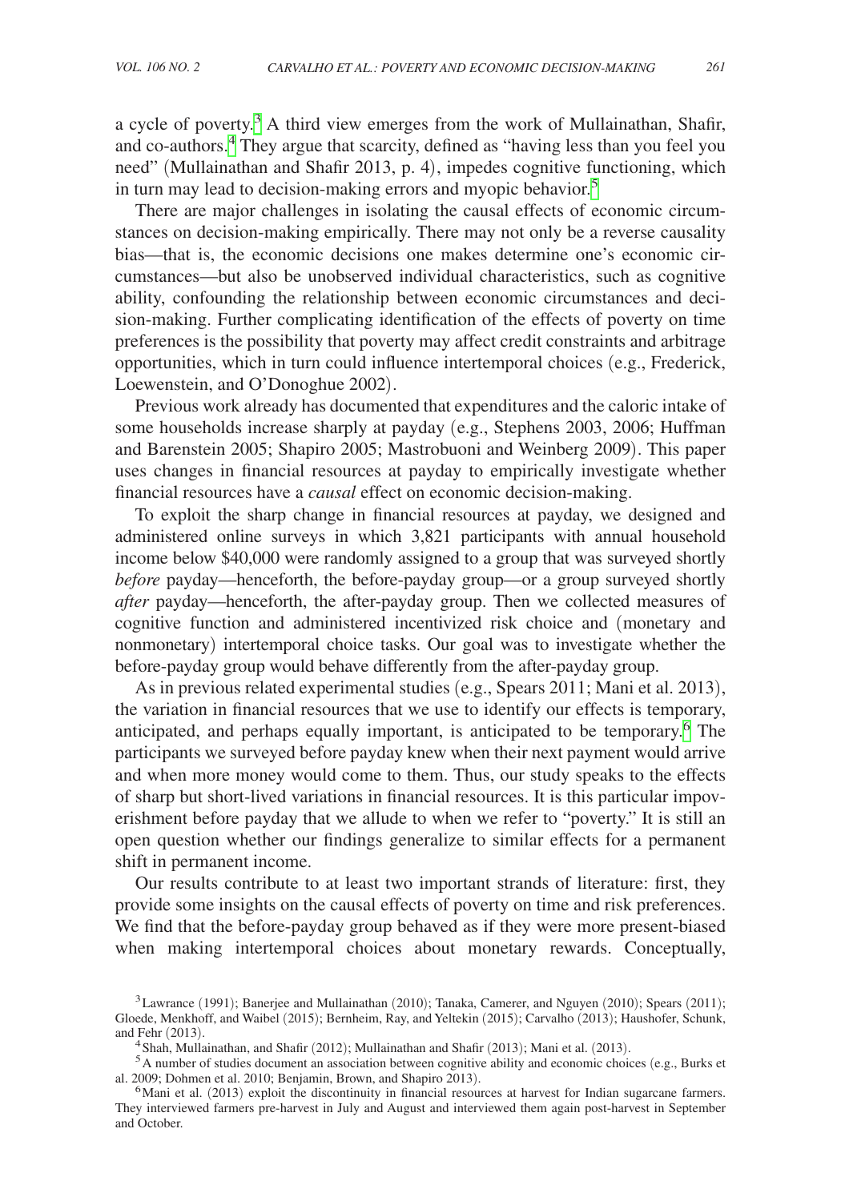a cycle of poverty.[3] A third view emerges from the work of Mullainathan, Shafir, and co-authors.[4] They argue that scarcity, defined as "having less than you feel you need" (Mullainathan and Shafir 2013, p. 4), impedes cognitive functioning, which in turn may lead to decision-making errors and myopic behavior.[5]

There are major challenges in isolating the causal effects of economic circumstances on decision-making empirically. There may not only be a reverse causality bias—that is, the economic decisions one makes determine one's economic circumstances—but also be unobserved individual characteristics, such as cognitive ability, confounding the relationship between economic circumstances and decision-making. Further complicating identification of the effects of poverty on time preferences is the possibility that poverty may affect credit constraints and arbitrage opportunities, which in turn could influence intertemporal choices (e.g., Frederick, Loewenstein, and O'Donoghue 2002).

Previous work already has documented that expenditures and the caloric intake of some households increase sharply at payday (e.g., Stephens 2003, 2006; Huffman and Barenstein 2005; Shapiro 2005; Mastrobuoni and Weinberg 2009). This paper uses changes in financial resources at payday to empirically investigate whether financial resources have a *causal* effect on economic decision-making.

To exploit the sharp change in financial resources at payday, we designed and administered online surveys in which 3,821 participants with annual household income below $40,000 were randomly assigned to a group that was surveyed shortly *before* payday—henceforth, the before-payday group—or a group surveyed shortly *after* payday—henceforth, the after-payday group. Then we collected measures of cognitive function and administered incentivized risk choice and (monetary and nonmonetary) intertemporal choice tasks. Our goal was to investigate whether the before-payday group would behave differently from the after-payday group.

As in previous related experimental studies (e.g., Spears 2011; Mani et al. 2013), the variation in financial resources that we use to identify our effects is temporary, anticipated, and perhaps equally important, is anticipated to be temporary.[6] The participants we surveyed before payday knew when their next payment would arrive and when more money would come to them. Thus, our study speaks to the effects of sharp but short-lived variations in financial resources. It is this particular impoverishment before payday that we allude to when we refer to "poverty." It is still an open question whether our findings generalize to similar effects for a permanent shift in permanent income.

Our results contribute to at least two important strands of literature: first, they provide some insights on the causal effects of poverty on time and risk preferences. We find that the before-payday group behaved as if they were more present-biased when making intertemporal choices about monetary rewards. Conceptually,

[3] Lawrance (1991); Banerjee and Mullainathan (2010); Tanaka, Camerer, and Nguyen (2010); Spears (2011); Gloede, Menkhoff, and Waibel (2015); Bernheim, Ray, and Yeltekin (2015); Carvalho (2013); Haushofer, Schunk, and Fehr (2013).

[4] Shah, Mullainathan, and Shafir (2012); Mullainathan and Shafir (2013); Mani et al. (2013).

[5] A number of studies document an association between cognitive ability and economic choices (e.g., Burks et al. 2009; Dohmen et al. 2010; Benjamin, Brown, and Shapiro 2013).

[6] Mani et al. (2013) exploit the discontinuity in financial resources at harvest for Indian sugarcane farmers. They interviewed farmers pre-harvest in July and August and interviewed them again post-harvest in September and October.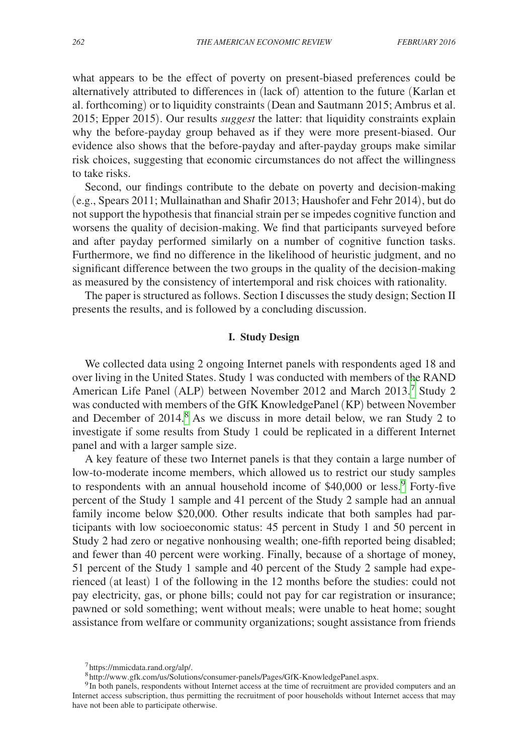what appears to be the effect of poverty on present-biased preferences could be alternatively attributed to differences in (lack of) attention to the future (Karlan et al. forthcoming) or to liquidity constraints (Dean and Sautmann 2015; Ambrus et al. 2015; Epper 2015). Our results *suggest* the latter: that liquidity constraints explain why the before-payday group behaved as if they were more present-biased. Our evidence also shows that the before-payday and after-payday groups make similar risk choices, suggesting that economic circumstances do not affect the willingness to take risks.

Second, our findings contribute to the debate on poverty and decision-making (e.g., Spears 2011; Mullainathan and Shafir 2013; Haushofer and Fehr 2014), but do not support the hypothesis that financial strain per se impedes cognitive function and worsens the quality of decision-making. We find that participants surveyed before and after payday performed similarly on a number of cognitive function tasks. Furthermore, we find no difference in the likelihood of heuristic judgment, and no significant difference between the two groups in the quality of the decision-making as measured by the consistency of intertemporal and risk choices with rationality.

The paper is structured as follows. Section I discusses the study design; Section II presents the results, and is followed by a concluding discussion.

## I. Study Design

We collected data using 2 ongoing Internet panels with respondents aged 18 and over living in the United States. Study 1 was conducted with members of the RAND American Life Panel (ALP) between November 2012 and March 2013.[7] Study 2 was conducted with members of the GfK KnowledgePanel (KP) between November and December of 2014.[8] As we discuss in more detail below, we ran Study 2 to investigate if some results from Study 1 could be replicated in a different Internet panel and with a larger sample size.

A key feature of these two Internet panels is that they contain a large number of low-to-moderate income members, which allowed us to restrict our study samples to respondents with an annual household income of \$40,000 or less.[9] Forty-five percent of the Study 1 sample and 41 percent of the Study 2 sample had an annual family income below \$20,000. Other results indicate that both samples had participants with low socioeconomic status: 45 percent in Study 1 and 50 percent in Study 2 had zero or negative nonhousing wealth; one-fifth reported being disabled; and fewer than 40 percent were working. Finally, because of a shortage of money, 51 percent of the Study 1 sample and 40 percent of the Study 2 sample had experienced (at least) 1 of the following in the 12 months before the studies: could not pay electricity, gas, or phone bills; could not pay for car registration or insurance; pawned or sold something; went without meals; were unable to heat home; sought assistance from welfare or community organizations; sought assistance from friends

[7] https://mmicdata.rand.org/alp/.

[8] http://www.gfk.com/us/Solutions/consumer-panels/Pages/GfK-KnowledgePanel.aspx.

[9] In both panels, respondents without Internet access at the time of recruitment are provided computers and an Internet access subscription, thus permitting the recruitment of poor households without Internet access that may have not been able to participate otherwise.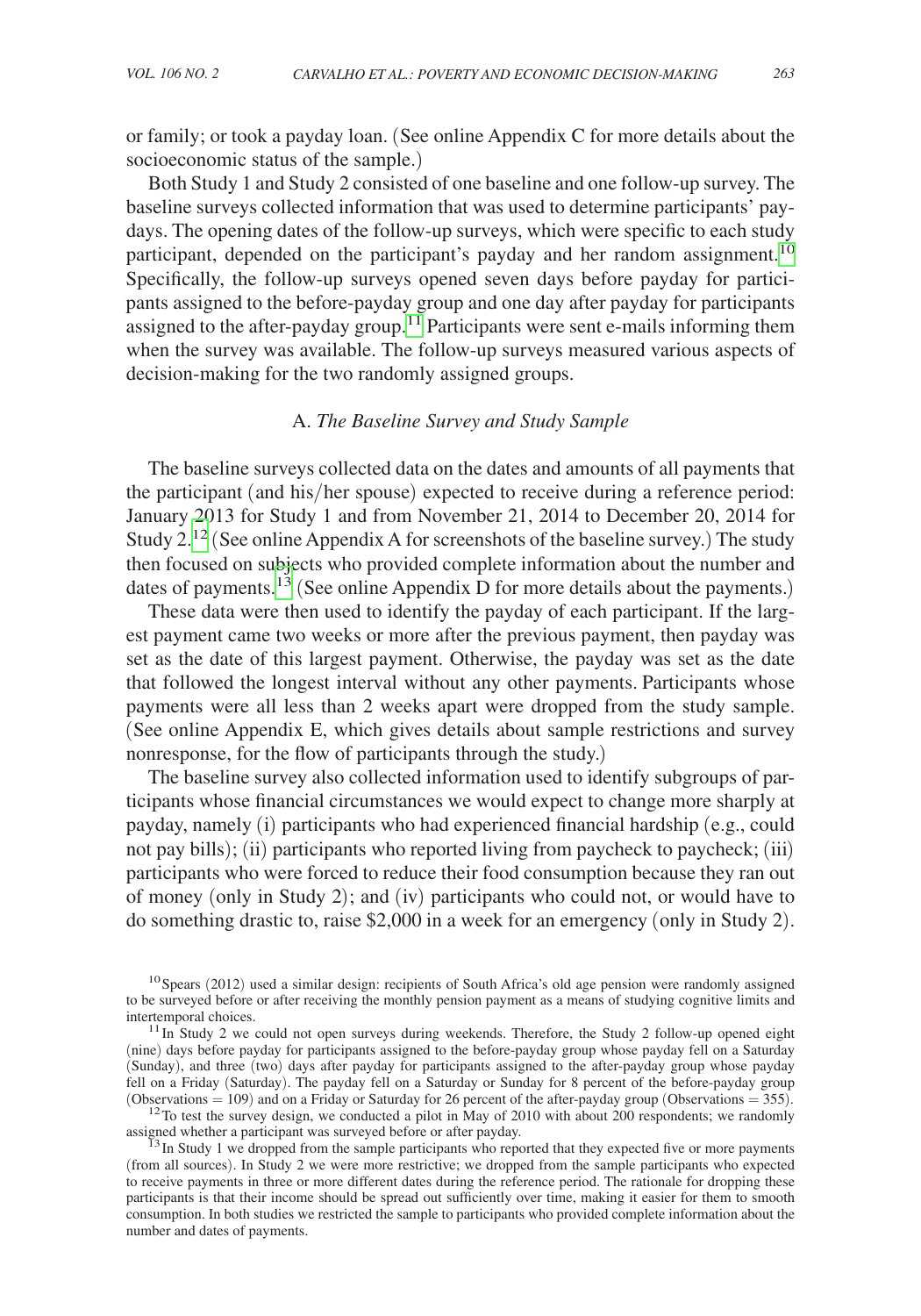or family; or took a payday loan. (See online Appendix C for more details about the socioeconomic status of the sample.)

Both Study 1 and Study 2 consisted of one baseline and one follow-up survey. The baseline surveys collected information that was used to determine participants' paydays. The opening dates of the follow-up surveys, which were specific to each study participant, depended on the participant's payday and her random assignment.[10] Specifically, the follow-up surveys opened seven days before payday for participants assigned to the before-payday group and one day after payday for participants assigned to the after-payday group.[11] Participants were sent e-mails informing them when the survey was available. The follow-up surveys measured various aspects of decision-making for the two randomly assigned groups.

### A. *The Baseline Survey and Study Sample*

The baseline surveys collected data on the dates and amounts of all payments that the participant (and his/her spouse) expected to receive during a reference period: January 2013 for Study 1 and from November 21, 2014 to December 20, 2014 for Study 2.[12] (See online Appendix A for screenshots of the baseline survey.) The study then focused on subjects who provided complete information about the number and dates of payments.[13] (See online Appendix D for more details about the payments.)

These data were then used to identify the payday of each participant. If the largest payment came two weeks or more after the previous payment, then payday was set as the date of this largest payment. Otherwise, the payday was set as the date that followed the longest interval without any other payments. Participants whose payments were all less than 2 weeks apart were dropped from the study sample. (See online Appendix E, which gives details about sample restrictions and survey nonresponse, for the flow of participants through the study.)

The baseline survey also collected information used to identify subgroups of participants whose financial circumstances we would expect to change more sharply at payday, namely (i) participants who had experienced financial hardship (e.g., could not pay bills); (ii) participants who reported living from paycheck to paycheck; (iii) participants who were forced to reduce their food consumption because they ran out of money (only in Study 2); and (iv) participants who could not, or would have to do something drastic to, raise \$2,000 in a week for an emergency (only in Study 2).

---

[10] Spears (2012) used a similar design: recipients of South Africa's old age pension were randomly assigned to be surveyed before or after receiving the monthly pension payment as a means of studying cognitive limits and intertemporal choices.

[11] In Study 2 we could not open surveys during weekends. Therefore, the Study 2 follow-up opened eight (nine) days before payday for participants assigned to the before-payday group whose payday fell on a Saturday (Sunday), and three (two) days after payday for participants assigned to the after-payday group whose payday fell on a Friday (Saturday). The payday fell on a Saturday or Sunday for 8 percent of the before-payday group (Observations = 109) and on a Friday or Saturday for 26 percent of the after-payday group (Observations = 355).

[12] To test the survey design, we conducted a pilot in May of 2010 with about 200 respondents; we randomly assigned whether a participant was surveyed before or after payday.

[13] In Study 1 we dropped from the sample participants who reported that they expected five or more payments (from all sources). In Study 2 we were more restrictive; we dropped from the sample participants who expected to receive payments in three or more different dates during the reference period. The rationale for dropping these participants is that their income should be spread out sufficiently over time, making it easier for them to smooth consumption. In both studies we restricted the sample to participants who provided complete information about the number and dates of payments.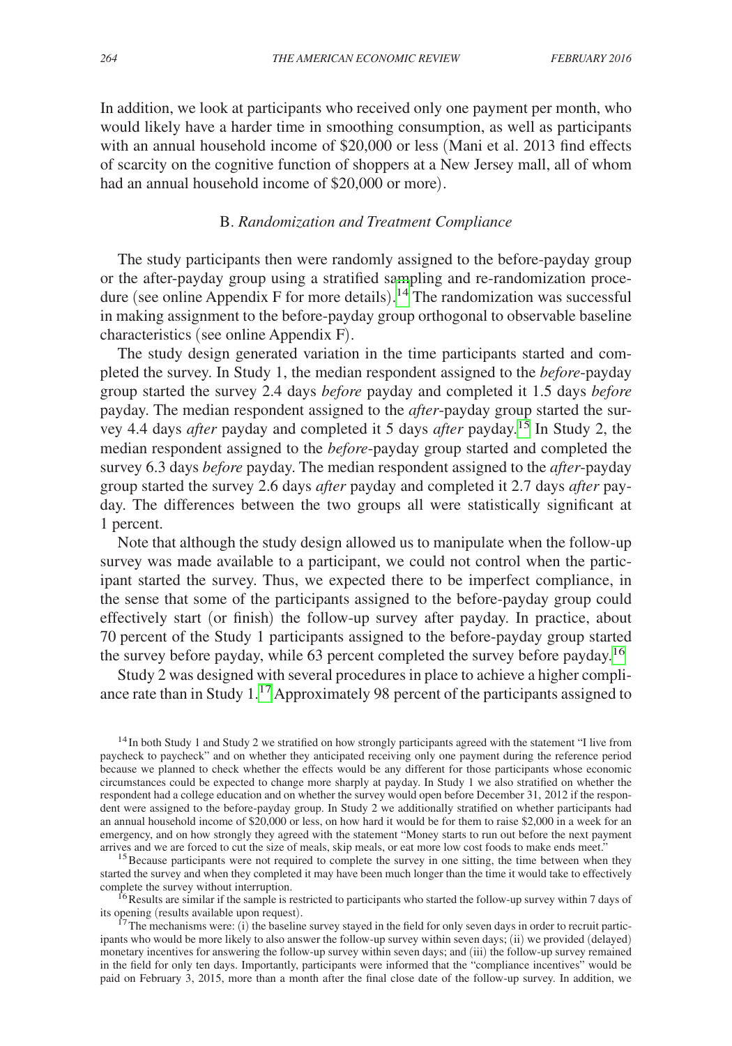In addition, we look at participants who received only one payment per month, who would likely have a harder time in smoothing consumption, as well as participants with an annual household income of \$20,000 or less (Mani et al. 2013 find effects of scarcity on the cognitive function of shoppers at a New Jersey mall, all of whom had an annual household income of \$20,000 or more).

### B. *Randomization and Treatment Compliance*

The study participants then were randomly assigned to the before-payday group or the after-payday group using a stratified sampling and re-randomization procedure (see online Appendix F for more details).[14] The randomization was successful in making assignment to the before-payday group orthogonal to observable baseline characteristics (see online Appendix F).

The study design generated variation in the time participants started and completed the survey. In Study 1, the median respondent assigned to the *before*-payday group started the survey 2.4 days *before* payday and completed it 1.5 days *before* payday. The median respondent assigned to the *after*-payday group started the survey 4.4 days *after* payday and completed it 5 days *after* payday.[15] In Study 2, the median respondent assigned to the *before*-payday group started and completed the survey 6.3 days *before* payday. The median respondent assigned to the *after*-payday group started the survey 2.6 days *after* payday and completed it 2.7 days *after* payday. The differences between the two groups all were statistically significant at 1 percent.

Note that although the study design allowed us to manipulate when the follow-up survey was made available to a participant, we could not control when the participant started the survey. Thus, we expected there to be imperfect compliance, in the sense that some of the participants assigned to the before-payday group could effectively start (or finish) the follow-up survey after payday. In practice, about 70 percent of the Study 1 participants assigned to the before-payday group started the survey before payday, while 63 percent completed the survey before payday.[16]

Study 2 was designed with several procedures in place to achieve a higher compliance rate than in Study 1.[17] Approximately 98 percent of the participants assigned to

---

[14] In both Study 1 and Study 2 we stratified on how strongly participants agreed with the statement "I live from paycheck to paycheck" and on whether they anticipated receiving only one payment during the reference period because we planned to check whether the effects would be any different for those participants whose economic circumstances could be expected to change more sharply at payday. In Study 1 we also stratified on whether the respondent had a college education and on whether the survey would open before December 31, 2012 if the respondent were assigned to the before-payday group. In Study 2 we additionally stratified on whether participants had an annual household income of \$20,000 or less, on how hard it would be for them to raise \$2,000 in a week for an emergency, and on how strongly they agreed with the statement "Money starts to run out before the next payment arrives and we are forced to cut the size of meals, skip meals, or eat more low cost foods to make ends meet."

[15] Because participants were not required to complete the survey in one sitting, the time between when they started the survey and when they completed it may have been much longer than the time it would take to effectively complete the survey without interruption.

[16] Results are similar if the sample is restricted to participants who started the follow-up survey within 7 days of its opening (results available upon request).

[17] The mechanisms were: (i) the baseline survey stayed in the field for only seven days in order to recruit participants who would be more likely to also answer the follow-up survey within seven days; (ii) we provided (delayed) monetary incentives for answering the follow-up survey within seven days; and (iii) the follow-up survey remained in the field for only ten days. Importantly, participants were informed that the "compliance incentives" would be paid on February 3, 2015, more than a month after the final close date of the follow-up survey. In addition, we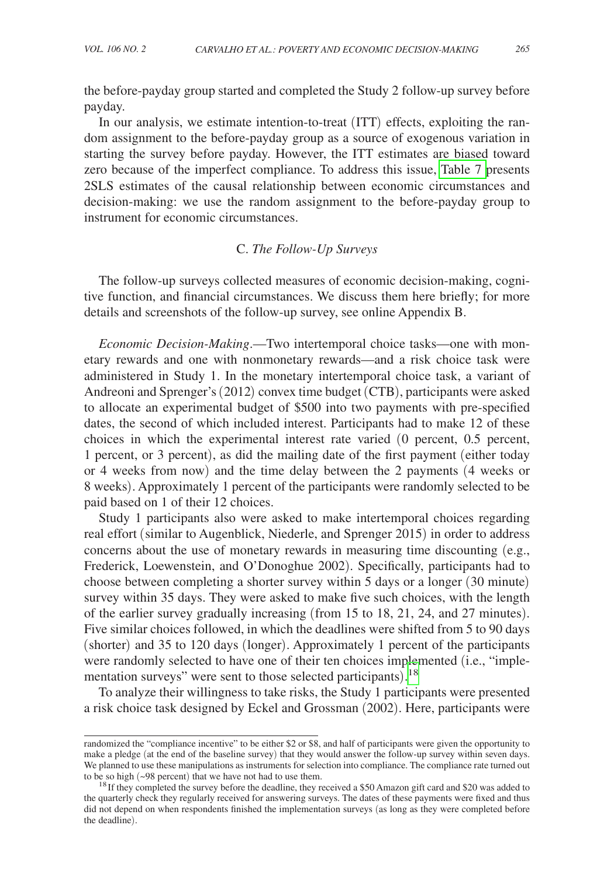the before-payday group started and completed the Study 2 follow-up survey before payday.

In our analysis, we estimate intention-to-treat (ITT) effects, exploiting the random assignment to the before-payday group as a source of exogenous variation in starting the survey before payday. However, the ITT estimates are biased toward zero because of the imperfect compliance. To address this issue, Table 7 presents 2SLS estimates of the causal relationship between economic circumstances and decision-making: we use the random assignment to the before-payday group to instrument for economic circumstances.

### C. *The Follow-Up Surveys*

The follow-up surveys collected measures of economic decision-making, cognitive function, and financial circumstances. We discuss them here briefly; for more details and screenshots of the follow-up survey, see online Appendix B.

*Economic Decision-Making*.—Two intertemporal choice tasks—one with monetary rewards and one with nonmonetary rewards—and a risk choice task were administered in Study 1. In the monetary intertemporal choice task, a variant of Andreoni and Sprenger's (2012) convex time budget (CTB), participants were asked to allocate an experimental budget of \$500 into two payments with pre-specified dates, the second of which included interest. Participants had to make 12 of these choices in which the experimental interest rate varied (0 percent, 0.5 percent, 1 percent, or 3 percent), as did the mailing date of the first payment (either today or 4 weeks from now) and the time delay between the 2 payments (4 weeks or 8 weeks). Approximately 1 percent of the participants were randomly selected to be paid based on 1 of their 12 choices.

Study 1 participants also were asked to make intertemporal choices regarding real effort (similar to Augenblick, Niederle, and Sprenger 2015) in order to address concerns about the use of monetary rewards in measuring time discounting (e.g., Frederick, Loewenstein, and O'Donoghue 2002). Specifically, participants had to choose between completing a shorter survey within 5 days or a longer (30 minute) survey within 35 days. They were asked to make five such choices, with the length of the earlier survey gradually increasing (from 15 to 18, 21, 24, and 27 minutes). Five similar choices followed, in which the deadlines were shifted from 5 to 90 days (shorter) and 35 to 120 days (longer). Approximately 1 percent of the participants were randomly selected to have one of their ten choices implemented (i.e., "implementation surveys" were sent to those selected participants).[18]

To analyze their willingness to take risks, the Study 1 participants were presented a risk choice task designed by Eckel and Grossman (2002). Here, participants were

---

randomized the "compliance incentive" to be either \$2 or \$8, and half of participants were given the opportunity to make a pledge (at the end of the baseline survey) that they would answer the follow-up survey within seven days. We planned to use these manipulations as instruments for selection into compliance. The compliance rate turned out to be so high (~98 percent) that we have not had to use them.

[18] If they completed the survey before the deadline, they received a \$50 Amazon gift card and \$20 was added to the quarterly check they regularly received for answering surveys. The dates of these payments were fixed and thus did not depend on when respondents finished the implementation surveys (as long as they were completed before the deadline).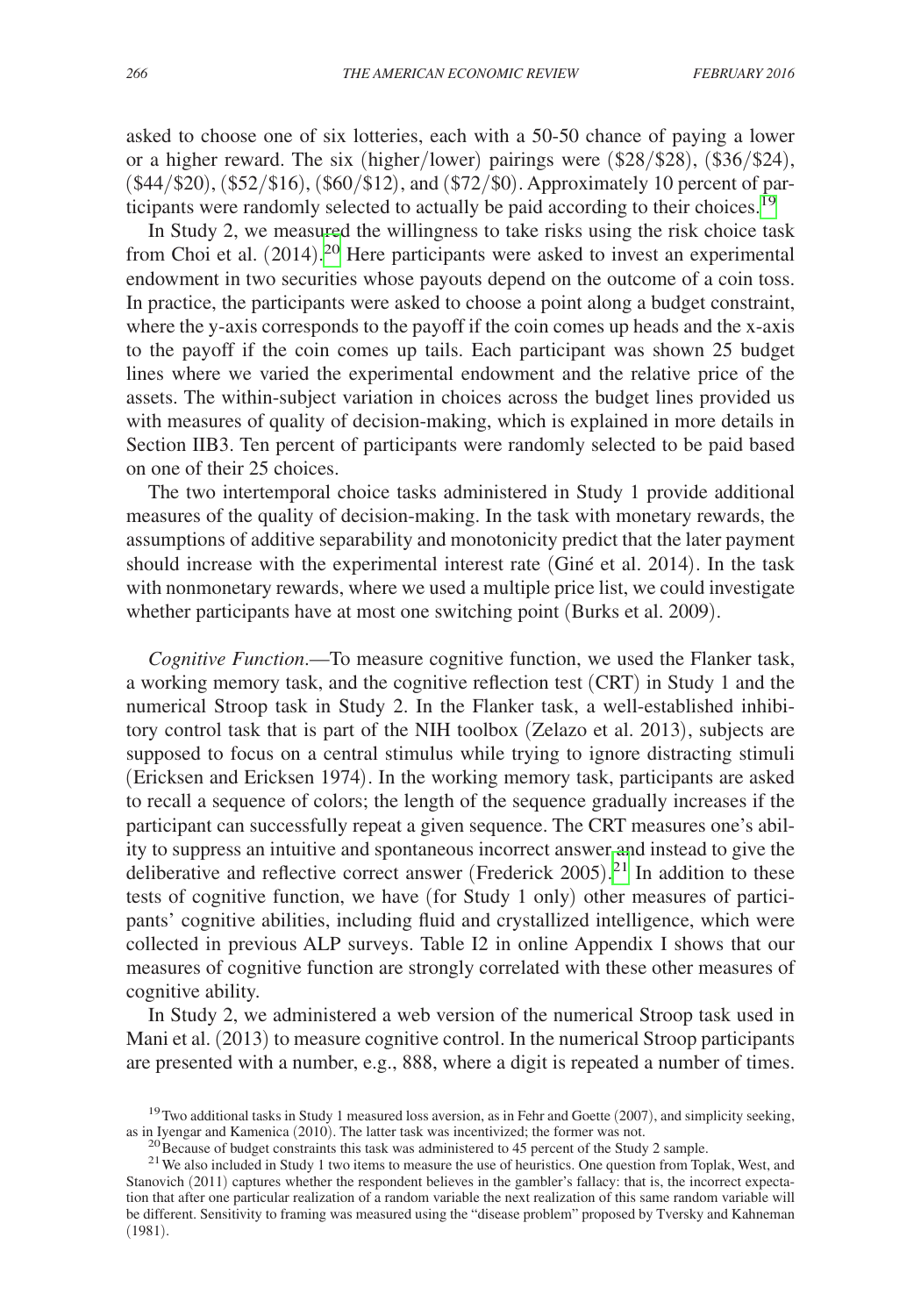asked to choose one of six lotteries, each with a 50-50 chance of paying a lower or a higher reward. The six (higher/lower) pairings were ($28/$28), ($36/$24), ($44/$20), ($52/$16), ($60/$12), and ($72/$0). Approximately 10 percent of participants were randomly selected to actually be paid according to their choices.[19]

In Study 2, we measured the willingness to take risks using the risk choice task from Choi et al. (2014).[20] Here participants were asked to invest an experimental endowment in two securities whose payouts depend on the outcome of a coin toss. In practice, the participants were asked to choose a point along a budget constraint, where the y-axis corresponds to the payoff if the coin comes up heads and the x-axis to the payoff if the coin comes up tails. Each participant was shown 25 budget lines where we varied the experimental endowment and the relative price of the assets. The within-subject variation in choices across the budget lines provided us with measures of quality of decision-making, which is explained in more details in Section IIB3. Ten percent of participants were randomly selected to be paid based on one of their 25 choices.

The two intertemporal choice tasks administered in Study 1 provide additional measures of the quality of decision-making. In the task with monetary rewards, the assumptions of additive separability and monotonicity predict that the later payment should increase with the experimental interest rate (Giné et al. 2014). In the task with nonmonetary rewards, where we used a multiple price list, we could investigate whether participants have at most one switching point (Burks et al. 2009).

*Cognitive Function*.—To measure cognitive function, we used the Flanker task, a working memory task, and the cognitive reflection test (CRT) in Study 1 and the numerical Stroop task in Study 2. In the Flanker task, a well-established inhibitory control task that is part of the NIH toolbox (Zelazo et al. 2013), subjects are supposed to focus on a central stimulus while trying to ignore distracting stimuli (Ericksen and Ericksen 1974). In the working memory task, participants are asked to recall a sequence of colors; the length of the sequence gradually increases if the participant can successfully repeat a given sequence. The CRT measures one's ability to suppress an intuitive and spontaneous incorrect answer and instead to give the deliberative and reflective correct answer (Frederick 2005).[21] In addition to these tests of cognitive function, we have (for Study 1 only) other measures of participants' cognitive abilities, including fluid and crystallized intelligence, which were collected in previous ALP surveys. Table I2 in online Appendix I shows that our measures of cognitive function are strongly correlated with these other measures of cognitive ability.

In Study 2, we administered a web version of the numerical Stroop task used in Mani et al. (2013) to measure cognitive control. In the numerical Stroop participants are presented with a number, e.g., 888, where a digit is repeated a number of times.

[19] Two additional tasks in Study 1 measured loss aversion, as in Fehr and Goette (2007), and simplicity seeking, as in Iyengar and Kamenica (2010). The latter task was incentivized; the former was not.

[20] Because of budget constraints this task was administered to 45 percent of the Study 2 sample.

[21] We also included in Study 1 two items to measure the use of heuristics. One question from Toplak, West, and Stanovich (2011) captures whether the respondent believes in the gambler's fallacy: that is, the incorrect expectation that after one particular realization of a random variable the next realization of this same random variable will be different. Sensitivity to framing was measured using the "disease problem" proposed by Tversky and Kahneman (1981).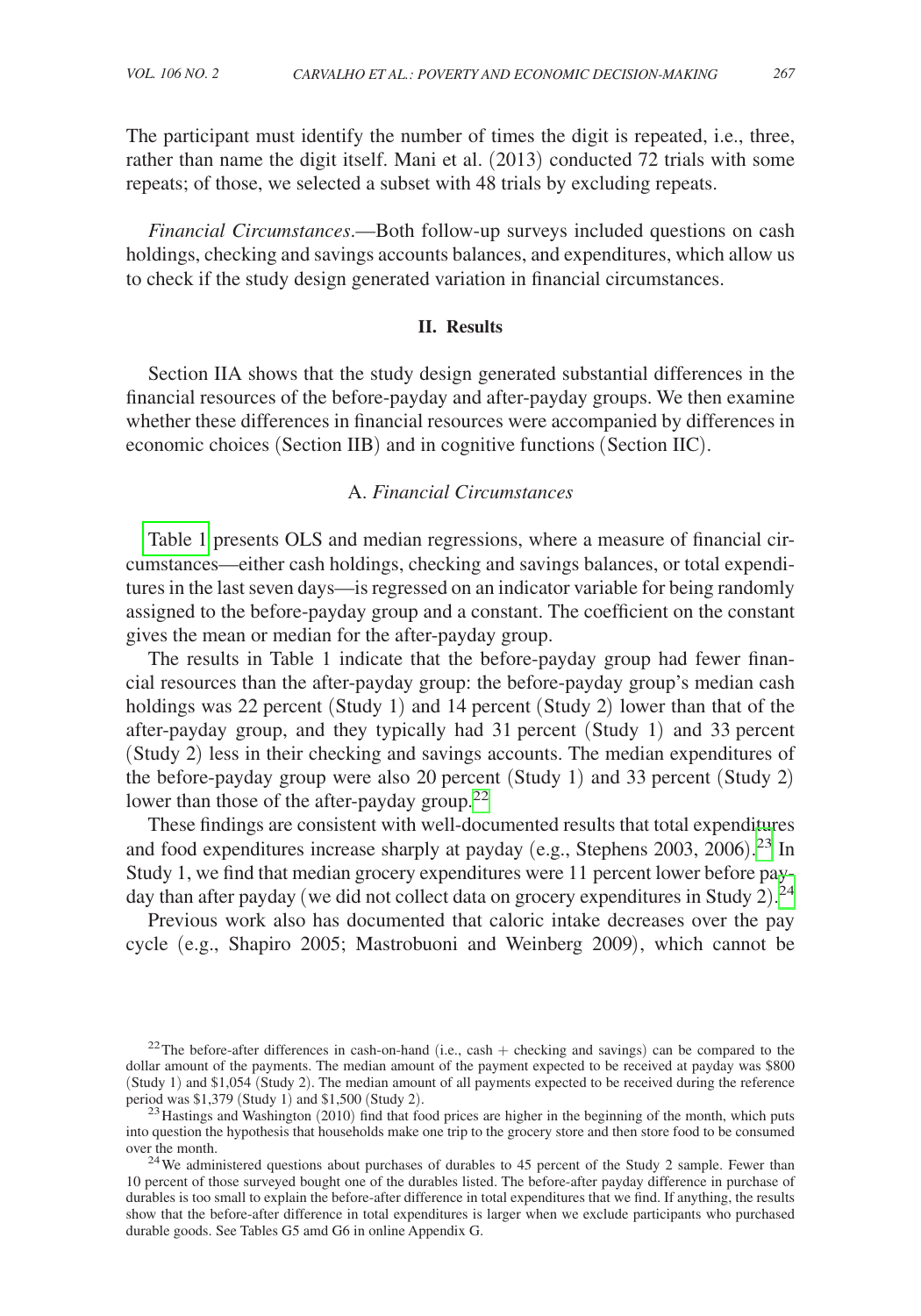The participant must identify the number of times the digit is repeated, i.e., three, rather than name the digit itself. Mani et al. (2013) conducted 72 trials with some repeats; of those, we selected a subset with 48 trials by excluding repeats.

*Financial Circumstances*.—Both follow-up surveys included questions on cash holdings, checking and savings accounts balances, and expenditures, which allow us to check if the study design generated variation in financial circumstances.

## II. Results

Section IIA shows that the study design generated substantial differences in the financial resources of the before-payday and after-payday groups. We then examine whether these differences in financial resources were accompanied by differences in economic choices (Section IIB) and in cognitive functions (Section IIC).

### A. *Financial Circumstances*

Table 1 presents OLS and median regressions, where a measure of financial circumstances—either cash holdings, checking and savings balances, or total expenditures in the last seven days—is regressed on an indicator variable for being randomly assigned to the before-payday group and a constant. The coefficient on the constant gives the mean or median for the after-payday group.

The results in Table 1 indicate that the before-payday group had fewer financial resources than the after-payday group: the before-payday group's median cash holdings was 22 percent (Study 1) and 14 percent (Study 2) lower than that of the after-payday group, and they typically had 31 percent (Study 1) and 33 percent (Study 2) less in their checking and savings accounts. The median expenditures of the before-payday group were also 20 percent (Study 1) and 33 percent (Study 2) lower than those of the after-payday group.[22]

These findings are consistent with well-documented results that total expenditures and food expenditures increase sharply at payday (e.g., Stephens 2003, 2006).[23] In Study 1, we find that median grocery expenditures were 11 percent lower before payday than after payday (we did not collect data on grocery expenditures in Study 2).[24]

Previous work also has documented that caloric intake decreases over the pay cycle (e.g., Shapiro 2005; Mastrobuoni and Weinberg 2009), which cannot be

[22] The before-after differences in cash-on-hand (i.e., cash + checking and savings) can be compared to the dollar amount of the payments. The median amount of the payment expected to be received at payday was \$800 (Study 1) and \$1,054 (Study 2). The median amount of all payments expected to be received during the reference period was \$1,379 (Study 1) and \$1,500 (Study 2).

[23] Hastings and Washington (2010) find that food prices are higher in the beginning of the month, which puts into question the hypothesis that households make one trip to the grocery store and then store food to be consumed over the month.

[24] We administered questions about purchases of durables to 45 percent of the Study 2 sample. Fewer than 10 percent of those surveyed bought one of the durables listed. The before-after payday difference in purchase of durables is too small to explain the before-after difference in total expenditures that we find. If anything, the results show that the before-after difference in total expenditures is larger when we exclude participants who purchased durable goods. See Tables G5 amd G6 in online Appendix G.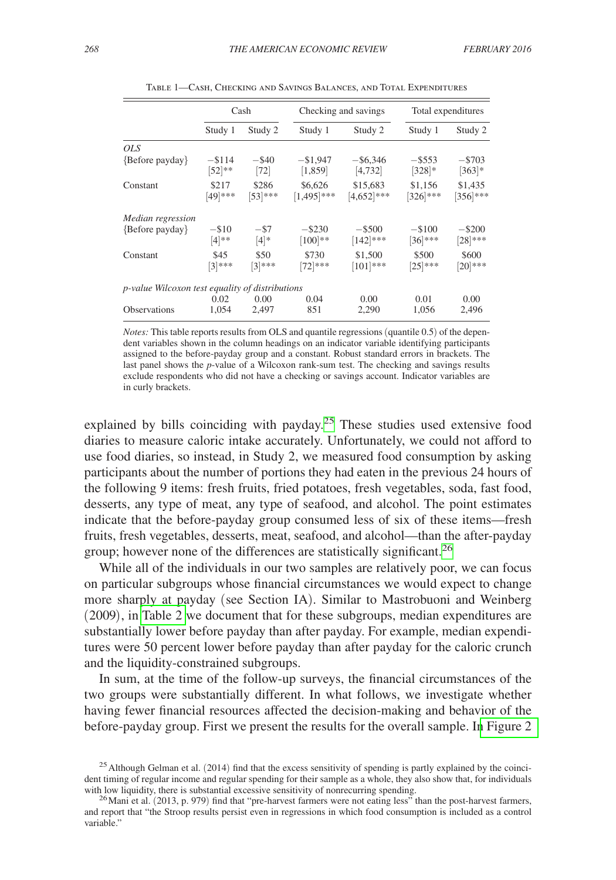Table 1—Cash, Checking and Savings Balances, and Total Expenditures

| | Cash | | Checking and savings | | Total expenditures | |
|---|---|---|---|---|---|---|
| | Study 1 | Study 2 | Study 1 | Study 2 | Study 1 | Study 2 |
| *OLS* | | | | | | |
| {Before payday} | −$114 | −$40 | −$1,947 | −$6,346 | −$553 | −$703 |
| | [52]** | [72] | [1,859] | [4,732] | [328]* | [363]* |
| Constant | $217 | $286 | $6,626 | $15,683 | $1,156 | $1,435 |
| | [49]*** | [53]*** | [1,495]*** | [4,652]*** | [326]*** | [356]*** |
| *Median regression* | | | | | | |
| {Before payday} | −$10 | −$7 | −$230 | −$500 | −$100 | −$200 |
| | [4]** | [4]* | [100]** | [142]*** | [36]*** | [28]*** |
| Constant | $45 | $50 | $730 | $1,500 | $500 | $600 |
| | [3]*** | [3]*** | [72]*** | [101]*** | [25]*** | [20]*** |
| *p-value Wilcoxon test equality of distributions* | | | | | | |
| | 0.02 | 0.00 | 0.04 | 0.00 | 0.01 | 0.00 |
| Observations | 1,054 | 2,497 | 851 | 2,290 | 1,056 | 2,496 |

*Notes:* This table reports results from OLS and quantile regressions (quantile 0.5) of the dependent variables shown in the column headings on an indicator variable identifying participants assigned to the before-payday group and a constant. Robust standard errors in brackets. The last panel shows the *p*-value of a Wilcoxon rank-sum test. The checking and savings results exclude respondents who did not have a checking or savings account. Indicator variables are in curly brackets.

explained by bills coinciding with payday.[25] These studies used extensive food diaries to measure caloric intake accurately. Unfortunately, we could not afford to use food diaries, so instead, in Study 2, we measured food consumption by asking participants about the number of portions they had eaten in the previous 24 hours of the following 9 items: fresh fruits, fried potatoes, fresh vegetables, soda, fast food, desserts, any type of meat, any type of seafood, and alcohol. The point estimates indicate that the before-payday group consumed less of six of these items—fresh fruits, fresh vegetables, desserts, meat, seafood, and alcohol—than the after-payday group; however none of the differences are statistically significant.[26]

While all of the individuals in our two samples are relatively poor, we can focus on particular subgroups whose financial circumstances we would expect to change more sharply at payday (see Section IA). Similar to Mastrobuoni and Weinberg (2009), in Table 2 we document that for these subgroups, median expenditures are substantially lower before payday than after payday. For example, median expenditures were 50 percent lower before payday than after payday for the caloric crunch and the liquidity-constrained subgroups.

In sum, at the time of the follow-up surveys, the financial circumstances of the two groups were substantially different. In what follows, we investigate whether having fewer financial resources affected the decision-making and behavior of the before-payday group. First we present the results for the overall sample. In Figure 2

[25] Although Gelman et al. (2014) find that the excess sensitivity of spending is partly explained by the coincident timing of regular income and regular spending for their sample as a whole, they also show that, for individuals with low liquidity, there is substantial excessive sensitivity of nonrecurring spending.

[26] Mani et al. (2013, p. 979) find that "pre-harvest farmers were not eating less" than the post-harvest farmers, and report that "the Stroop results persist even in regressions in which food consumption is included as a control variable."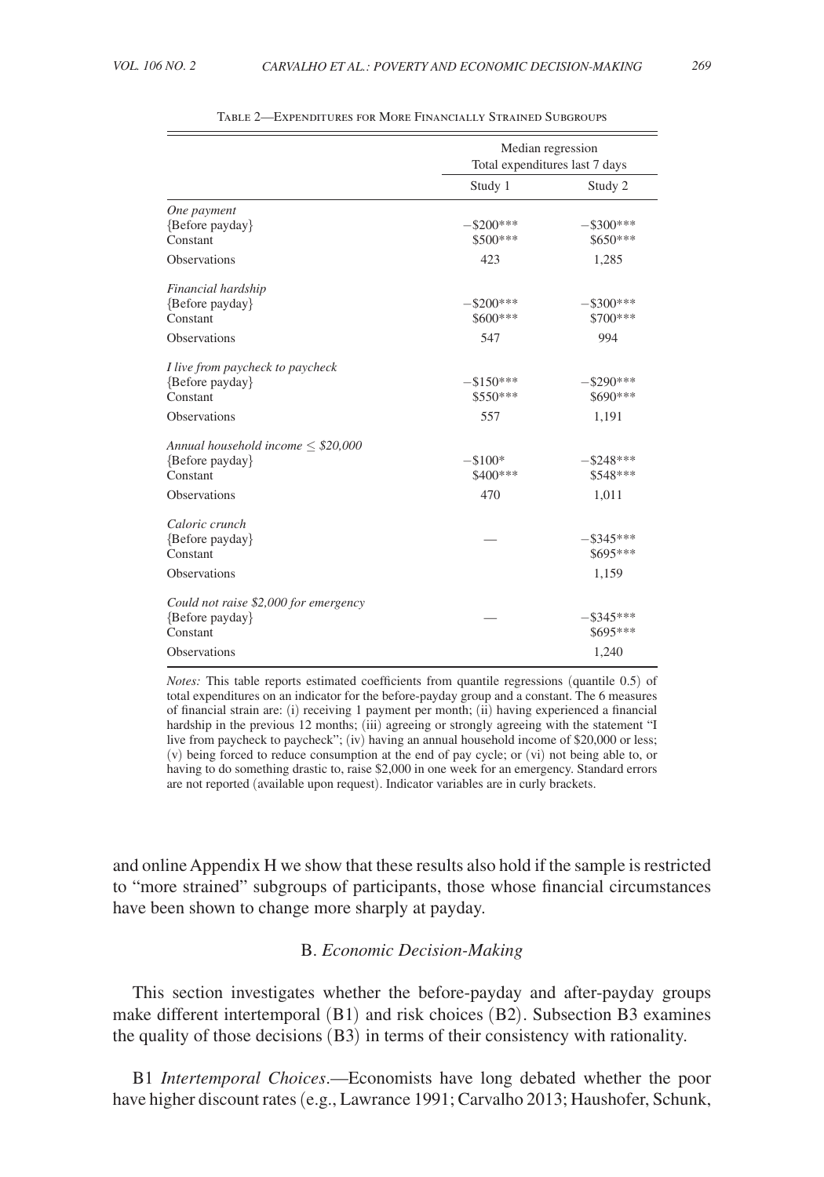Table 2—Expenditures for More Financially Strained Subgroups

| | Median regression Total expenditures last 7 days | |
|---|---|---|
| | Study 1 | Study 2 |
| *One payment* | | |
| {Before payday} | −$200*** | −$300*** |
| Constant | $500*** | $650*** |
| Observations | 423 | 1,285 |
| *Financial hardship* | | |
| {Before payday} | −$200*** | −$300*** |
| Constant | $600*** | $700*** |
| Observations | 547 | 994 |
| *I live from paycheck to paycheck* | | |
| {Before payday} | −$150*** | −$290*** |
| Constant | $550*** | $690*** |
| Observations | 557 | 1,191 |
| *Annual household income ≤ $20,000* | | |
| {Before payday} | −$100* | −$248*** |
| Constant | $400*** | $548*** |
| Observations | 470 | 1,011 |
| *Caloric crunch* | | |
| {Before payday} | — | −$345*** |
| Constant | | $695*** |
| Observations | | 1,159 |
| *Could not raise $2,000 for emergency* | | |
| {Before payday} | — | −$345*** |
| Constant | | $695*** |
| Observations | | 1,240 |

*Notes:* This table reports estimated coefficients from quantile regressions (quantile 0.5) of total expenditures on an indicator for the before-payday group and a constant. The 6 measures of financial strain are: (i) receiving 1 payment per month; (ii) having experienced a financial hardship in the previous 12 months; (iii) agreeing or strongly agreeing with the statement "I live from paycheck to paycheck"; (iv) having an annual household income of $20,000 or less; (v) being forced to reduce consumption at the end of pay cycle; or (vi) not being able to, or having to do something drastic to, raise $2,000 in one week for an emergency. Standard errors are not reported (available upon request). Indicator variables are in curly brackets.

and online Appendix H we show that these results also hold if the sample is restricted to "more strained" subgroups of participants, those whose financial circumstances have been shown to change more sharply at payday.

### B. *Economic Decision-Making*

This section investigates whether the before-payday and after-payday groups make different intertemporal (B1) and risk choices (B2). Subsection B3 examines the quality of those decisions (B3) in terms of their consistency with rationality.

B1 *Intertemporal Choices*.—Economists have long debated whether the poor have higher discount rates (e.g., Lawrance 1991; Carvalho 2013; Haushofer, Schunk,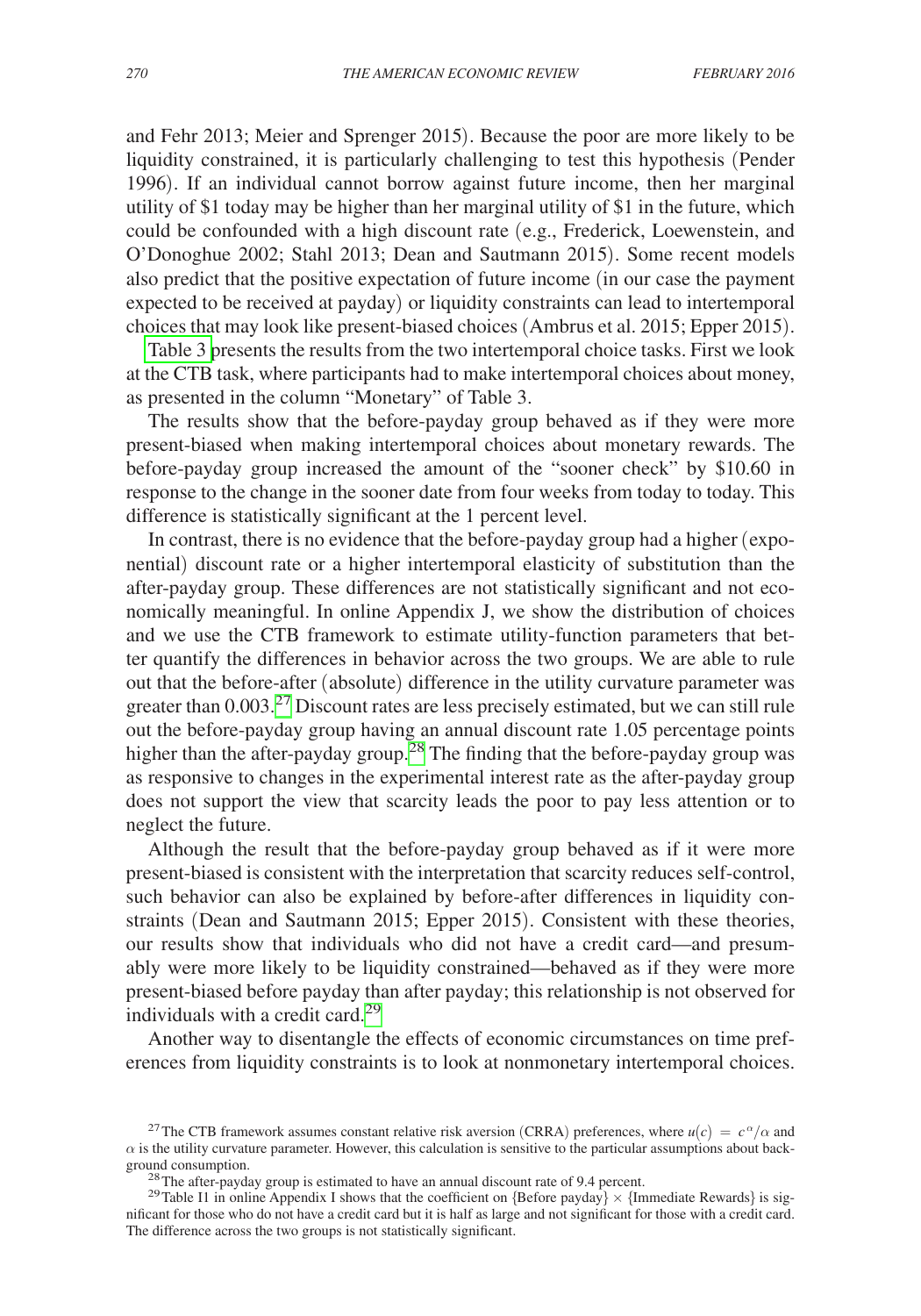and Fehr 2013; Meier and Sprenger 2015). Because the poor are more likely to be liquidity constrained, it is particularly challenging to test this hypothesis (Pender 1996). If an individual cannot borrow against future income, then her marginal utility of $1 today may be higher than her marginal utility of $1 in the future, which could be confounded with a high discount rate (e.g., Frederick, Loewenstein, and O'Donoghue 2002; Stahl 2013; Dean and Sautmann 2015). Some recent models also predict that the positive expectation of future income (in our case the payment expected to be received at payday) or liquidity constraints can lead to intertemporal choices that may look like present-biased choices (Ambrus et al. 2015; Epper 2015).

Table 3 presents the results from the two intertemporal choice tasks. First we look at the CTB task, where participants had to make intertemporal choices about money, as presented in the column "Monetary" of Table 3.

The results show that the before-payday group behaved as if they were more present-biased when making intertemporal choices about monetary rewards. The before-payday group increased the amount of the "sooner check" by $10.60 in response to the change in the sooner date from four weeks from today to today. This difference is statistically significant at the 1 percent level.

In contrast, there is no evidence that the before-payday group had a higher (exponential) discount rate or a higher intertemporal elasticity of substitution than the after-payday group. These differences are not statistically significant and not economically meaningful. In online Appendix J, we show the distribution of choices and we use the CTB framework to estimate utility-function parameters that better quantify the differences in behavior across the two groups. We are able to rule out that the before-after (absolute) difference in the utility curvature parameter was greater than 0.003.[27] Discount rates are less precisely estimated, but we can still rule out the before-payday group having an annual discount rate 1.05 percentage points higher than the after-payday group.[28] The finding that the before-payday group was as responsive to changes in the experimental interest rate as the after-payday group does not support the view that scarcity leads the poor to pay less attention or to neglect the future.

Although the result that the before-payday group behaved as if it were more present-biased is consistent with the interpretation that scarcity reduces self-control, such behavior can also be explained by before-after differences in liquidity constraints (Dean and Sautmann 2015; Epper 2015). Consistent with these theories, our results show that individuals who did not have a credit card—and presumably were more likely to be liquidity constrained—behaved as if they were more present-biased before payday than after payday; this relationship is not observed for individuals with a credit card.[29]

Another way to disentangle the effects of economic circumstances on time preferences from liquidity constraints is to look at nonmonetary intertemporal choices.

---

[27] The CTB framework assumes constant relative risk aversion (CRRA) preferences, where $u(c) = c^{\alpha}/\alpha$ and $\alpha$ is the utility curvature parameter. However, this calculation is sensitive to the particular assumptions about background consumption.

[28] The after-payday group is estimated to have an annual discount rate of 9.4 percent.

[29] Table I1 in online Appendix I shows that the coefficient on {Before payday} $\times$ {Immediate Rewards} is significant for those who do not have a credit card but it is half as large and not significant for those with a credit card. The difference across the two groups is not statistically significant.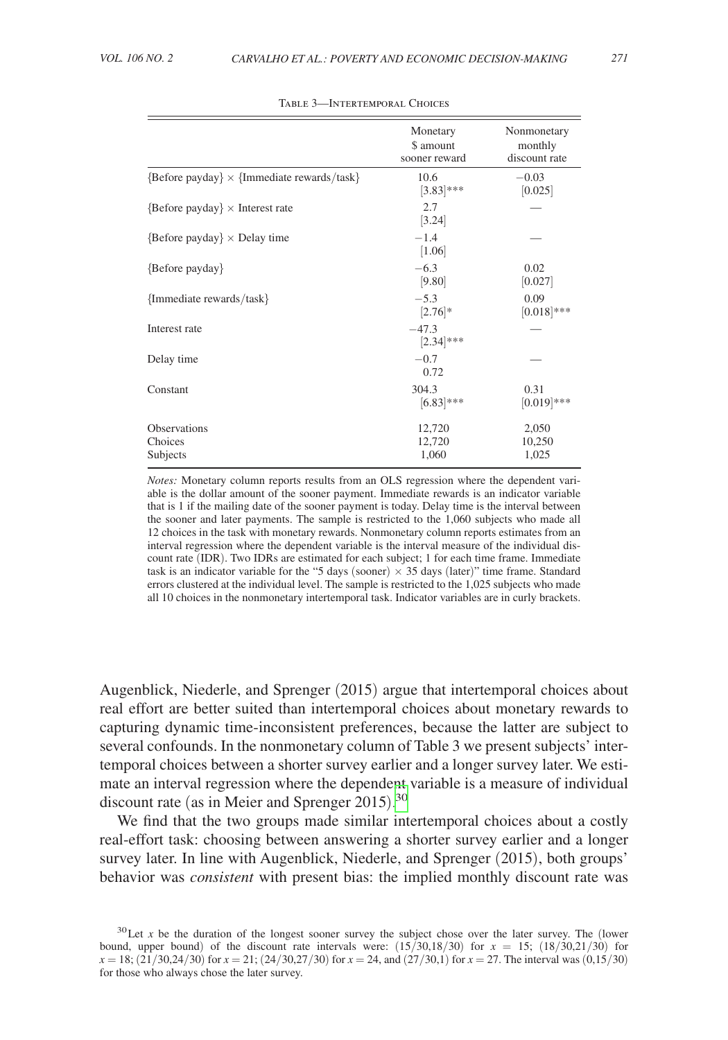Table 3—Intertemporal Choices

| | Monetary $ amount sooner reward | Nonmonetary monthly discount rate |
|---|---|---|
| {Before payday} × {Immediate rewards/task} | 10.6 | −0.03 |
| | [3.83]*** | [0.025] |
| {Before payday} × Interest rate | 2.7 | — |
| | [3.24] | |
| {Before payday} × Delay time | −1.4 | — |
| | [1.06] | |
| {Before payday} | −6.3 | 0.02 |
| | [9.80] | [0.027] |
| {Immediate rewards/task} | −5.3 | 0.09 |
| | [2.76]* | [0.018]*** |
| Interest rate | −47.3 | — |
| | [2.34]*** | |
| Delay time | −0.7 | — |
| | 0.72 | |
| Constant | 304.3 | 0.31 |
| | [6.83]*** | [0.019]*** |
| Observations | 12,720 | 2,050 |
| Choices | 12,720 | 10,250 |
| Subjects | 1,060 | 1,025 |

*Notes:* Monetary column reports results from an OLS regression where the dependent variable is the dollar amount of the sooner payment. Immediate rewards is an indicator variable that is 1 if the mailing date of the sooner payment is today. Delay time is the interval between the sooner and later payments. The sample is restricted to the 1,060 subjects who made all 12 choices in the task with monetary rewards. Nonmonetary column reports estimates from an interval regression where the dependent variable is the interval measure of the individual discount rate (IDR). Two IDRs are estimated for each subject; 1 for each time frame. Immediate task is an indicator variable for the "5 days (sooner) × 35 days (later)" time frame. Standard errors clustered at the individual level. The sample is restricted to the 1,025 subjects who made all 10 choices in the nonmonetary intertemporal task. Indicator variables are in curly brackets.

Augenblick, Niederle, and Sprenger (2015) argue that intertemporal choices about real effort are better suited than intertemporal choices about monetary rewards to capturing dynamic time-inconsistent preferences, because the latter are subject to several confounds. In the nonmonetary column of Table 3 we present subjects' intertemporal choices between a shorter survey earlier and a longer survey later. We estimate an interval regression where the dependent variable is a measure of individual discount rate (as in Meier and Sprenger 2015).[30]

We find that the two groups made similar intertemporal choices about a costly real-effort task: choosing between answering a shorter survey earlier and a longer survey later. In line with Augenblick, Niederle, and Sprenger (2015), both groups' behavior was *consistent* with present bias: the implied monthly discount rate was

[30] Let $x$ be the duration of the longest sooner survey the subject chose over the later survey. The (lower bound, upper bound) of the discount rate intervals were: $(15/30, 18/30)$ for $x = 15$; $(18/30, 21/30)$ for $x = 18$; $(21/30, 24/30)$ for $x = 21$; $(24/30, 27/30)$ for $x = 24$, and $(27/30, 1)$ for $x = 27$. The interval was $(0, 15/30)$ for those who always chose the later survey.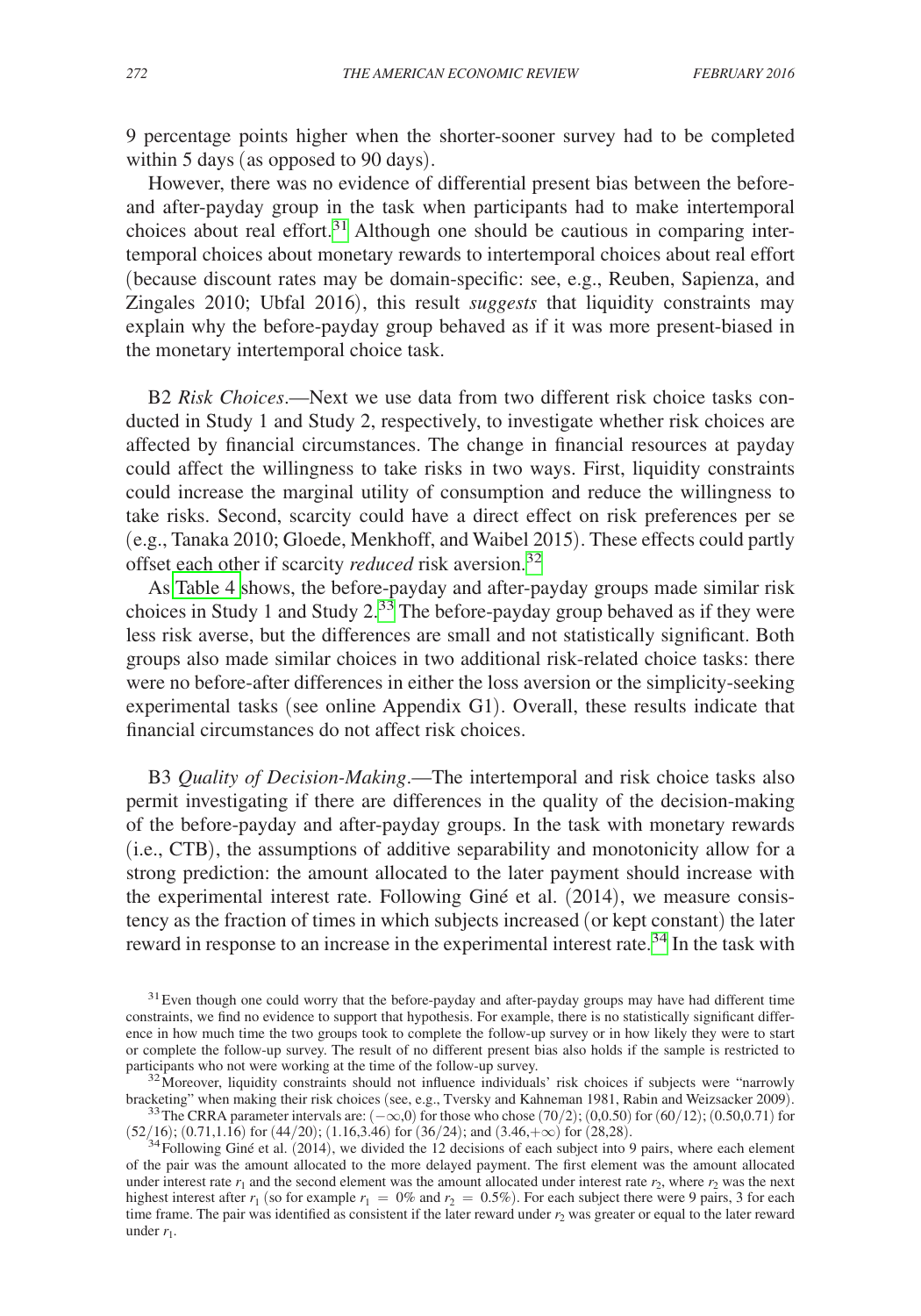9 percentage points higher when the shorter-sooner survey had to be completed within 5 days (as opposed to 90 days).

However, there was no evidence of differential present bias between the before- and after-payday group in the task when participants had to make intertemporal choices about real effort.[31] Although one should be cautious in comparing intertemporal choices about monetary rewards to intertemporal choices about real effort (because discount rates may be domain-specific: see, e.g., Reuben, Sapienza, and Zingales 2010; Ubfal 2016), this result *suggests* that liquidity constraints may explain why the before-payday group behaved as if it was more present-biased in the monetary intertemporal choice task.

B2 *Risk Choices*.—Next we use data from two different risk choice tasks conducted in Study 1 and Study 2, respectively, to investigate whether risk choices are affected by financial circumstances. The change in financial resources at payday could affect the willingness to take risks in two ways. First, liquidity constraints could increase the marginal utility of consumption and reduce the willingness to take risks. Second, scarcity could have a direct effect on risk preferences per se (e.g., Tanaka 2010; Gloede, Menkhoff, and Waibel 2015). These effects could partly offset each other if scarcity *reduced* risk aversion.[32]

As Table 4 shows, the before-payday and after-payday groups made similar risk choices in Study 1 and Study 2.[33] The before-payday group behaved as if they were less risk averse, but the differences are small and not statistically significant. Both groups also made similar choices in two additional risk-related choice tasks: there were no before-after differences in either the loss aversion or the simplicity-seeking experimental tasks (see online Appendix G1). Overall, these results indicate that financial circumstances do not affect risk choices.

B3 *Quality of Decision-Making*.—The intertemporal and risk choice tasks also permit investigating if there are differences in the quality of the decision-making of the before-payday and after-payday groups. In the task with monetary rewards (i.e., CTB), the assumptions of additive separability and monotonicity allow for a strong prediction: the amount allocated to the later payment should increase with the experimental interest rate. Following Giné et al. (2014), we measure consistency as the fraction of times in which subjects increased (or kept constant) the later reward in response to an increase in the experimental interest rate.[34] In the task with

[31] Even though one could worry that the before-payday and after-payday groups may have had different time constraints, we find no evidence to support that hypothesis. For example, there is no statistically significant difference in how much time the two groups took to complete the follow-up survey or in how likely they were to start or complete the follow-up survey. The result of no different present bias also holds if the sample is restricted to participants who not were working at the time of the follow-up survey.

[32] Moreover, liquidity constraints should not influence individuals' risk choices if subjects were "narrowly bracketing" when making their risk choices (see, e.g., Tversky and Kahneman 1981, Rabin and Weizsacker 2009).

[33] The CRRA parameter intervals are: $(-\infty,0)$ for those who chose (70/2); (0,0.50) for (60/12); (0.50,0.71) for (52/16); (0.71,1.16) for (44/20); (1.16,3.46) for (36/24); and $(3.46,+\infty)$ for (28,28).

[34] Following Giné et al. (2014), we divided the 12 decisions of each subject into 9 pairs, where each element of the pair was the amount allocated to the more delayed payment. The first element was the amount allocated under interest rate $r_1$ and the second element was the amount allocated under interest rate $r_2$, where $r_2$ was the next highest interest after $r_1$ (so for example $r_1 = 0\%$ and $r_2 = 0.5\%$). For each subject there were 9 pairs, 3 for each time frame. The pair was identified as consistent if the later reward under $r_2$ was greater or equal to the later reward under $r_1$.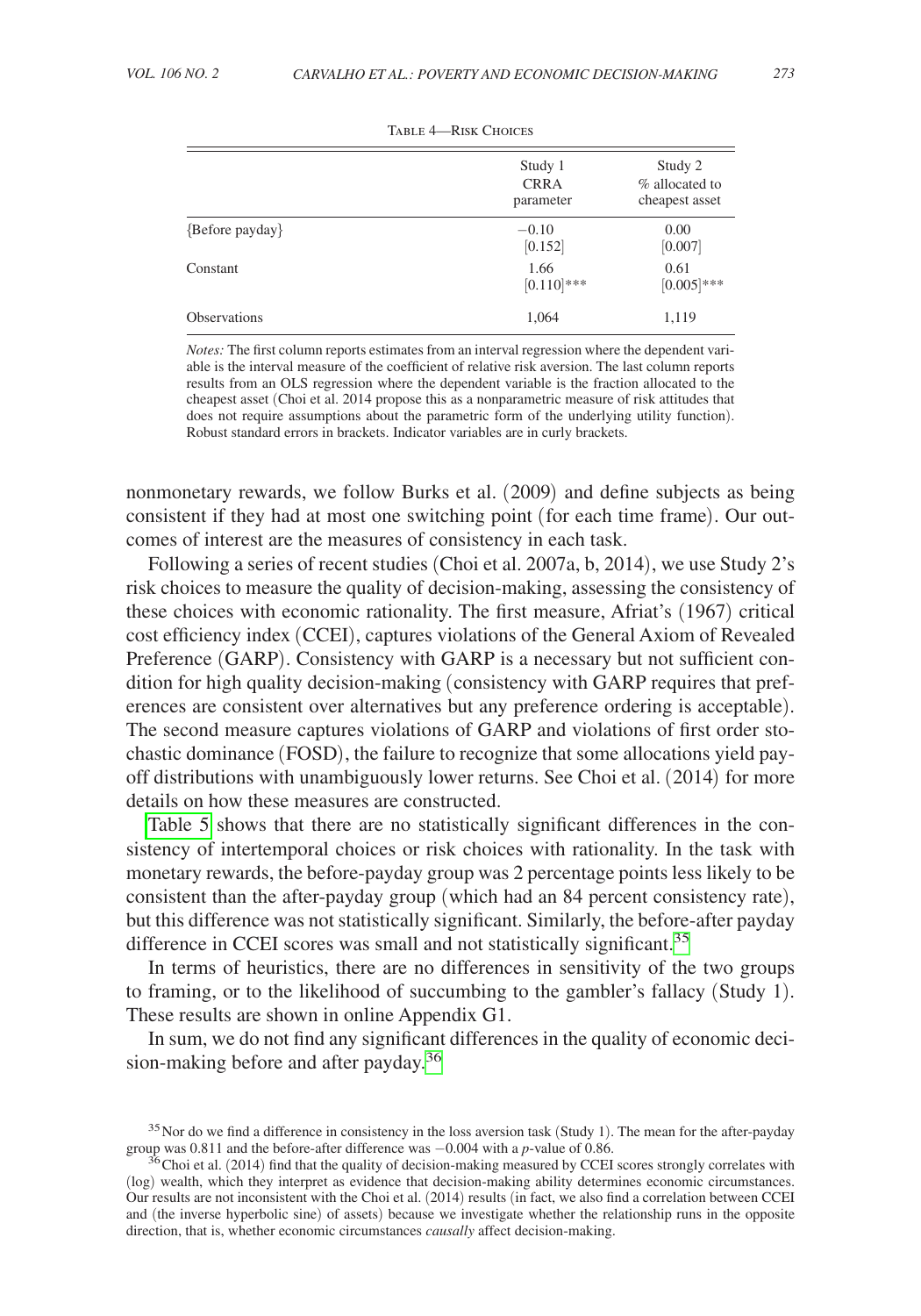Table 4—Risk Choices

| | Study 1 CRRA parameter | Study 2 % allocated to cheapest asset |
|---|---|---|
| {Before payday} | −0.10 | 0.00 |
| | [0.152] | [0.007] |
| Constant | 1.66 | 0.61 |
| | [0.110]*** | [0.005]*** |
| Observations | 1,064 | 1,119 |

*Notes:* The first column reports estimates from an interval regression where the dependent variable is the interval measure of the coefficient of relative risk aversion. The last column reports results from an OLS regression where the dependent variable is the fraction allocated to the cheapest asset (Choi et al. 2014 propose this as a nonparametric measure of risk attitudes that does not require assumptions about the parametric form of the underlying utility function). Robust standard errors in brackets. Indicator variables are in curly brackets.

nonmonetary rewards, we follow Burks et al. (2009) and define subjects as being consistent if they had at most one switching point (for each time frame). Our outcomes of interest are the measures of consistency in each task.

Following a series of recent studies (Choi et al. 2007a, b, 2014), we use Study 2's risk choices to measure the quality of decision-making, assessing the consistency of these choices with economic rationality. The first measure, Afriat's (1967) critical cost efficiency index (CCEI), captures violations of the General Axiom of Revealed Preference (GARP). Consistency with GARP is a necessary but not sufficient condition for high quality decision-making (consistency with GARP requires that preferences are consistent over alternatives but any preference ordering is acceptable). The second measure captures violations of GARP and violations of first order stochastic dominance (FOSD), the failure to recognize that some allocations yield payoff distributions with unambiguously lower returns. See Choi et al. (2014) for more details on how these measures are constructed.

Table 5 shows that there are no statistically significant differences in the consistency of intertemporal choices or risk choices with rationality. In the task with monetary rewards, the before-payday group was 2 percentage points less likely to be consistent than the after-payday group (which had an 84 percent consistency rate), but this difference was not statistically significant. Similarly, the before-after payday difference in CCEI scores was small and not statistically significant.[35]

In terms of heuristics, there are no differences in sensitivity of the two groups to framing, or to the likelihood of succumbing to the gambler's fallacy (Study 1). These results are shown in online Appendix G1.

In sum, we do not find any significant differences in the quality of economic decision-making before and after payday.[36]

[35] Nor do we find a difference in consistency in the loss aversion task (Study 1). The mean for the after-payday group was 0.811 and the before-after difference was −0.004 with a $p$-value of 0.86.

[36] Choi et al. (2014) find that the quality of decision-making measured by CCEI scores strongly correlates with (log) wealth, which they interpret as evidence that decision-making ability determines economic circumstances. Our results are not inconsistent with the Choi et al. (2014) results (in fact, we also find a correlation between CCEI and (the inverse hyperbolic sine) of assets) because we investigate whether the relationship runs in the opposite direction, that is, whether economic circumstances *causally* affect decision-making.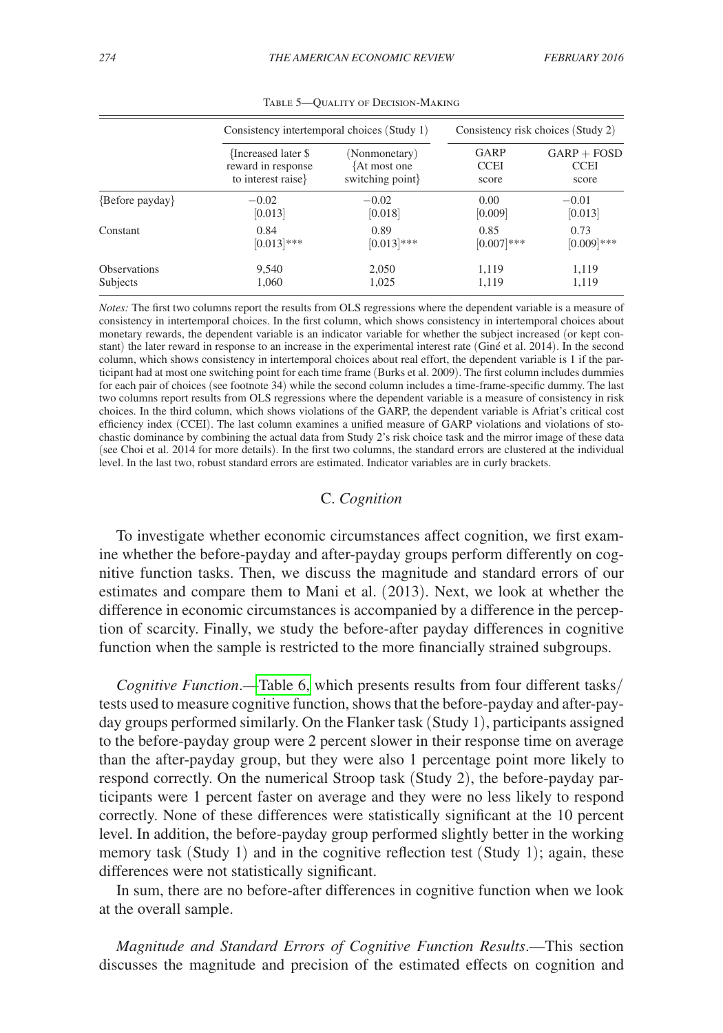Table 5—Quality of Decision-Making

| | Consistency intertemporal choices (Study 1) | | Consistency risk choices (Study 2) | |
|---|---|---|---|---|
| | {Increased later $ reward in response to interest raise} | (Nonmonetary) {At most one switching point} | GARP CCEI score | GARP + FOSD CCEI score |
| {Before payday} | −0.02 | −0.02 | 0.00 | −0.01 |
| | [0.013] | [0.018] | [0.009] | [0.013] |
| Constant | 0.84 | 0.89 | 0.85 | 0.73 |
| | [0.013]*** | [0.013]*** | [0.007]*** | [0.009]*** |
| Observations | 9,540 | 2,050 | 1,119 | 1,119 |
| Subjects | 1,060 | 1,025 | 1,119 | 1,119 |

*Notes:* The first two columns report the results from OLS regressions where the dependent variable is a measure of consistency in intertemporal choices. In the first column, which shows consistency in intertemporal choices about monetary rewards, the dependent variable is an indicator variable for whether the subject increased (or kept constant) the later reward in response to an increase in the experimental interest rate (Giné et al. 2014). In the second column, which shows consistency in intertemporal choices about real effort, the dependent variable is 1 if the participant had at most one switching point for each time frame (Burks et al. 2009). The first column includes dummies for each pair of choices (see footnote 34) while the second column includes a time-frame-specific dummy. The last two columns report results from OLS regressions where the dependent variable is a measure of consistency in risk choices. In the third column, which shows violations of the GARP, the dependent variable is Afriat's critical cost efficiency index (CCEI). The last column examines a unified measure of GARP violations and violations of stochastic dominance by combining the actual data from Study 2's risk choice task and the mirror image of these data (see Choi et al. 2014 for more details). In the first two columns, the standard errors are clustered at the individual level. In the last two, robust standard errors are estimated. Indicator variables are in curly brackets.

## C. *Cognition*

To investigate whether economic circumstances affect cognition, we first examine whether the before-payday and after-payday groups perform differently on cognitive function tasks. Then, we discuss the magnitude and standard errors of our estimates and compare them to Mani et al. (2013). Next, we look at whether the difference in economic circumstances is accompanied by a difference in the perception of scarcity. Finally, we study the before-after payday differences in cognitive function when the sample is restricted to the more financially strained subgroups.

*Cognitive Function*.—Table 6, which presents results from four different tasks/tests used to measure cognitive function, shows that the before-payday and after-payday groups performed similarly. On the Flanker task (Study 1), participants assigned to the before-payday group were 2 percent slower in their response time on average than the after-payday group, but they were also 1 percentage point more likely to respond correctly. On the numerical Stroop task (Study 2), the before-payday participants were 1 percent faster on average and they were no less likely to respond correctly. None of these differences were statistically significant at the 10 percent level. In addition, the before-payday group performed slightly better in the working memory task (Study 1) and in the cognitive reflection test (Study 1); again, these differences were not statistically significant.

In sum, there are no before-after differences in cognitive function when we look at the overall sample.

*Magnitude and Standard Errors of Cognitive Function Results*.—This section discusses the magnitude and precision of the estimated effects on cognition and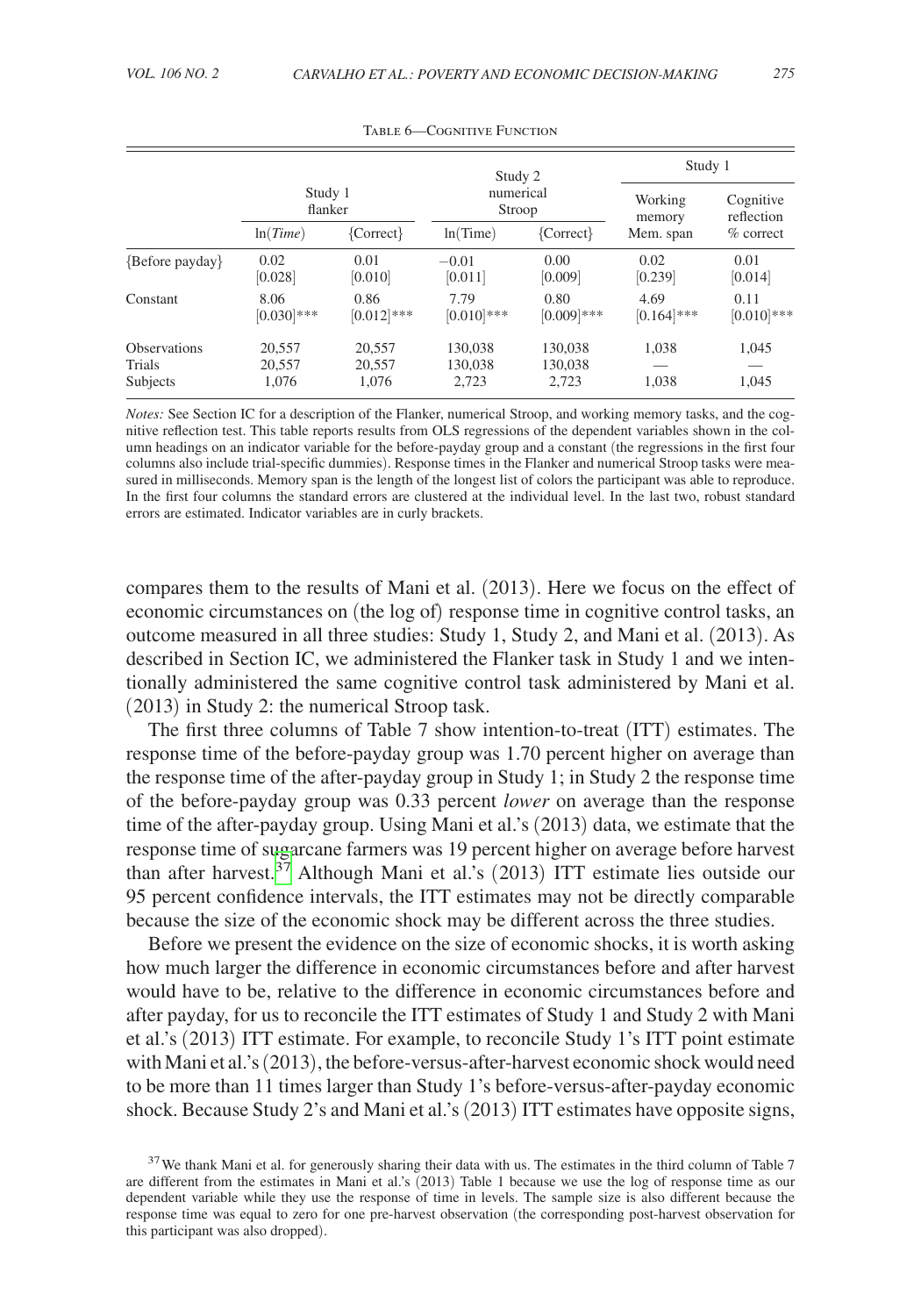Table 6—Cognitive Function

| | Study 1 flanker | | Study 2 numerical Stroop | | Study 1 | |
|---|---|---|---|---|---|---|
| | | | | | Working memory | Cognitive reflection |
| | ln(*Time*) | {Correct} | ln(Time) | {Correct} | Mem. span | % correct |
| {Before payday} | 0.02 [0.028] | 0.01 [0.010] | −0.01 [0.011] | 0.00 [0.009] | 0.02 [0.239] | 0.01 [0.014] |
| Constant | 8.06 [0.030]*** | 0.86 [0.012]*** | 7.79 [0.010]*** | 0.80 [0.009]*** | 4.69 [0.164]*** | 0.11 [0.010]*** |
| Observations | 20,557 | 20,557 | 130,038 | 130,038 | 1,038 | 1,045 |
| Trials | 20,557 | 20,557 | 130,038 | 130,038 | — | — |
| Subjects | 1,076 | 1,076 | 2,723 | 2,723 | 1,038 | 1,045 |

*Notes:* See Section IC for a description of the Flanker, numerical Stroop, and working memory tasks, and the cognitive reflection test. This table reports results from OLS regressions of the dependent variables shown in the column headings on an indicator variable for the before-payday group and a constant (the regressions in the first four columns also include trial-specific dummies). Response times in the Flanker and numerical Stroop tasks were measured in milliseconds. Memory span is the length of the longest list of colors the participant was able to reproduce. In the first four columns the standard errors are clustered at the individual level. In the last two, robust standard errors are estimated. Indicator variables are in curly brackets.

compares them to the results of Mani et al. (2013). Here we focus on the effect of economic circumstances on (the log of) response time in cognitive control tasks, an outcome measured in all three studies: Study 1, Study 2, and Mani et al. (2013). As described in Section IC, we administered the Flanker task in Study 1 and we intentionally administered the same cognitive control task administered by Mani et al. (2013) in Study 2: the numerical Stroop task.

The first three columns of Table 7 show intention-to-treat (ITT) estimates. The response time of the before-payday group was 1.70 percent higher on average than the response time of the after-payday group in Study 1; in Study 2 the response time of the before-payday group was 0.33 percent *lower* on average than the response time of the after-payday group. Using Mani et al.'s (2013) data, we estimate that the response time of sugarcane farmers was 19 percent higher on average before harvest than after harvest.[37] Although Mani et al.'s (2013) ITT estimate lies outside our 95 percent confidence intervals, the ITT estimates may not be directly comparable because the size of the economic shock may be different across the three studies.

Before we present the evidence on the size of economic shocks, it is worth asking how much larger the difference in economic circumstances before and after harvest would have to be, relative to the difference in economic circumstances before and after payday, for us to reconcile the ITT estimates of Study 1 and Study 2 with Mani et al.'s (2013) ITT estimate. For example, to reconcile Study 1's ITT point estimate with Mani et al.'s (2013), the before-versus-after-harvest economic shock would need to be more than 11 times larger than Study 1's before-versus-after-payday economic shock. Because Study 2's and Mani et al.'s (2013) ITT estimates have opposite signs,

[37] We thank Mani et al. for generously sharing their data with us. The estimates in the third column of Table 7 are different from the estimates in Mani et al.'s (2013) Table 1 because we use the log of response time as our dependent variable while they use the response of time in levels. The sample size is also different because the response time was equal to zero for one pre-harvest observation (the corresponding post-harvest observation for this participant was also dropped).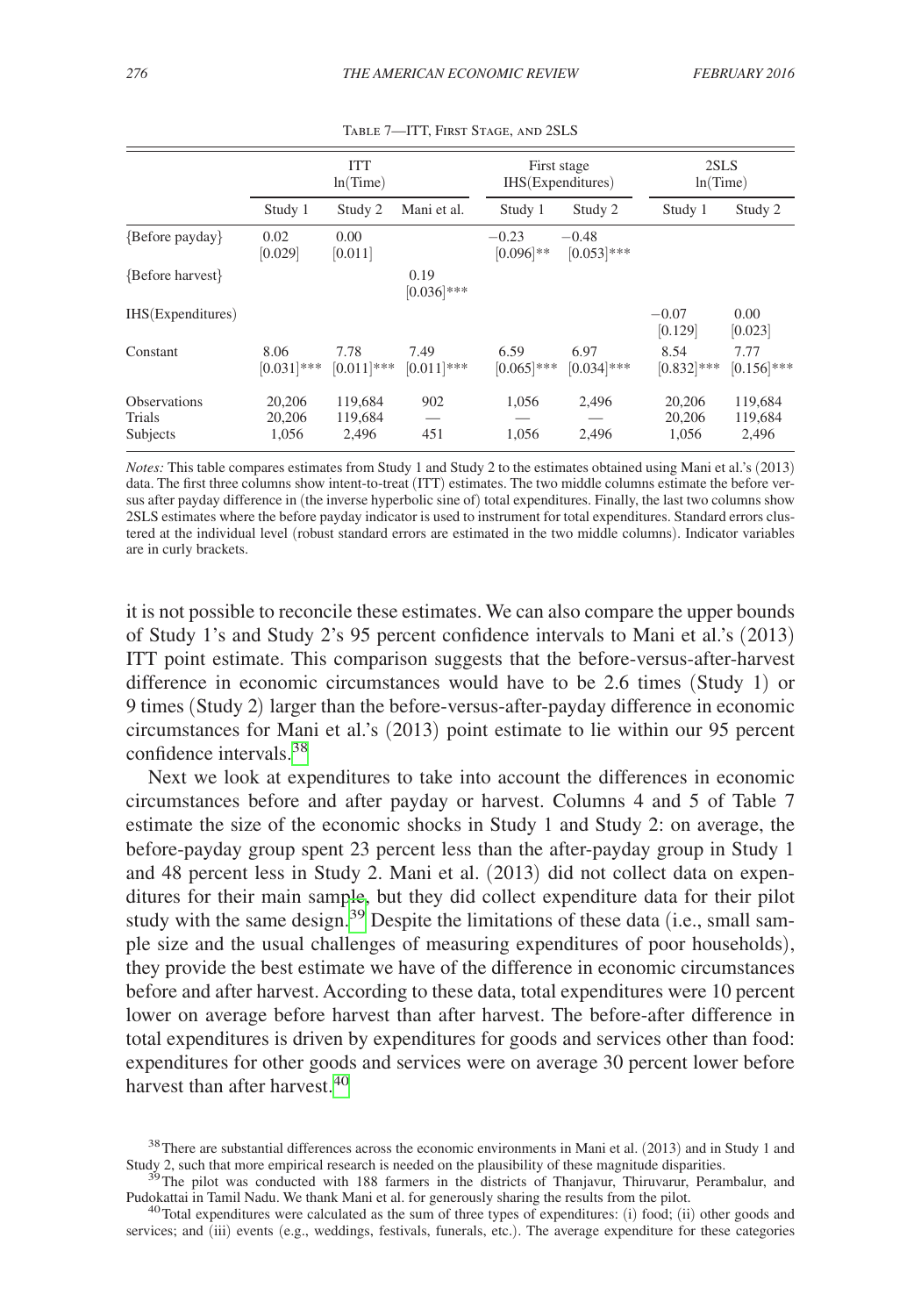Table 7—ITT, First Stage, and 2SLS

| | ITT ln(Time) | | | First stage IHS(Expenditures) | | 2SLS ln(Time) | |
|---|---|---|---|---|---|---|---|
| | Study 1 | Study 2 | Mani et al. | Study 1 | Study 2 | Study 1 | Study 2 |
| {Before payday} | 0.02 [0.029] | 0.00 [0.011] | | −0.23 [0.096]** | −0.48 [0.053]*** | | |
| {Before harvest} | | | 0.19 [0.036]*** | | | | |
| IHS(Expenditures) | | | | | | −0.07 [0.129] | 0.00 [0.023] |
| Constant | 8.06 [0.031]*** | 7.78 [0.011]*** | 7.49 [0.011]*** | 6.59 [0.065]*** | 6.97 [0.034]*** | 8.54 [0.832]*** | 7.77 [0.156]*** |
| Observations | 20,206 | 119,684 | 902 | 1,056 | 2,496 | 20,206 | 119,684 |
| Trials | 20,206 | 119,684 | — | — | — | 20,206 | 119,684 |
| Subjects | 1,056 | 2,496 | 451 | 1,056 | 2,496 | 1,056 | 2,496 |

*Notes:* This table compares estimates from Study 1 and Study 2 to the estimates obtained using Mani et al.'s (2013) data. The first three columns show intent-to-treat (ITT) estimates. The two middle columns estimate the before versus after payday difference in (the inverse hyperbolic sine of) total expenditures. Finally, the last two columns show 2SLS estimates where the before payday indicator is used to instrument for total expenditures. Standard errors clustered at the individual level (robust standard errors are estimated in the two middle columns). Indicator variables are in curly brackets.

it is not possible to reconcile these estimates. We can also compare the upper bounds of Study 1's and Study 2's 95 percent confidence intervals to Mani et al.'s (2013) ITT point estimate. This comparison suggests that the before-versus-after-harvest difference in economic circumstances would have to be 2.6 times (Study 1) or 9 times (Study 2) larger than the before-versus-after-payday difference in economic circumstances for Mani et al.'s (2013) point estimate to lie within our 95 percent confidence intervals.[38]

Next we look at expenditures to take into account the differences in economic circumstances before and after payday or harvest. Columns 4 and 5 of Table 7 estimate the size of the economic shocks in Study 1 and Study 2: on average, the before-payday group spent 23 percent less than the after-payday group in Study 1 and 48 percent less in Study 2. Mani et al. (2013) did not collect data on expenditures for their main sample, but they did collect expenditure data for their pilot study with the same design.[39] Despite the limitations of these data (i.e., small sample size and the usual challenges of measuring expenditures of poor households), they provide the best estimate we have of the difference in economic circumstances before and after harvest. According to these data, total expenditures were 10 percent lower on average before harvest than after harvest. The before-after difference in total expenditures is driven by expenditures for goods and services other than food: expenditures for other goods and services were on average 30 percent lower before harvest than after harvest.[40]

[38] There are substantial differences across the economic environments in Mani et al. (2013) and in Study 1 and Study 2, such that more empirical research is needed on the plausibility of these magnitude disparities.

[39] The pilot was conducted with 188 farmers in the districts of Thanjavur, Thiruvarur, Perambalur, and Pudokattai in Tamil Nadu. We thank Mani et al. for generously sharing the results from the pilot.

[40] Total expenditures were calculated as the sum of three types of expenditures: (i) food; (ii) other goods and services; and (iii) events (e.g., weddings, festivals, funerals, etc.). The average expenditure for these categories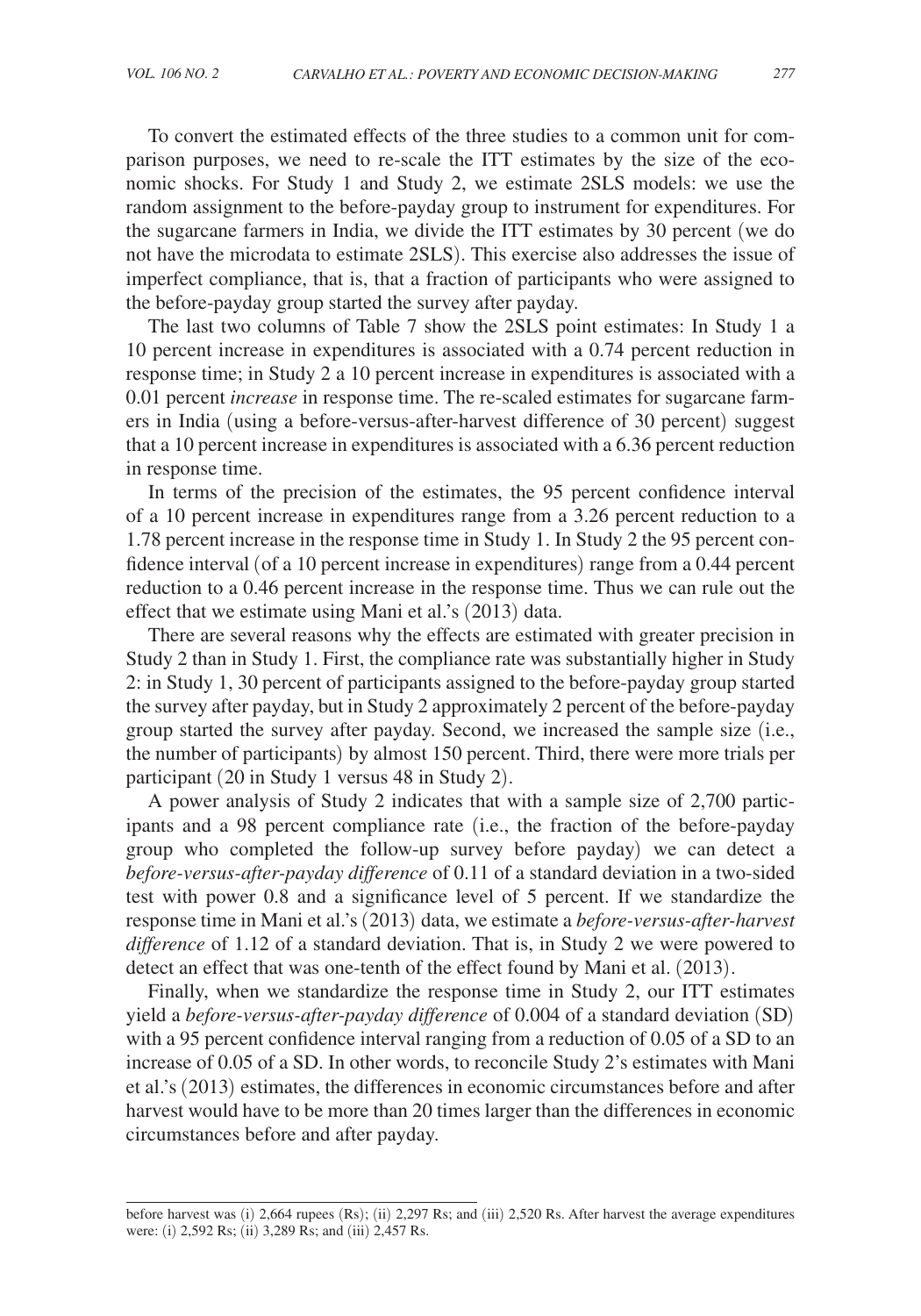To convert the estimated effects of the three studies to a common unit for comparison purposes, we need to re-scale the ITT estimates by the size of the economic shocks. For Study 1 and Study 2, we estimate 2SLS models: we use the random assignment to the before-payday group to instrument for expenditures. For the sugarcane farmers in India, we divide the ITT estimates by 30 percent (we do not have the microdata to estimate 2SLS). This exercise also addresses the issue of imperfect compliance, that is, that a fraction of participants who were assigned to the before-payday group started the survey after payday.

The last two columns of Table 7 show the 2SLS point estimates: In Study 1 a 10 percent increase in expenditures is associated with a 0.74 percent reduction in response time; in Study 2 a 10 percent increase in expenditures is associated with a 0.01 percent *increase* in response time. The re-scaled estimates for sugarcane farmers in India (using a before-versus-after-harvest difference of 30 percent) suggest that a 10 percent increase in expenditures is associated with a 6.36 percent reduction in response time.

In terms of the precision of the estimates, the 95 percent confidence interval of a 10 percent increase in expenditures range from a 3.26 percent reduction to a 1.78 percent increase in the response time in Study 1. In Study 2 the 95 percent confidence interval (of a 10 percent increase in expenditures) range from a 0.44 percent reduction to a 0.46 percent increase in the response time. Thus we can rule out the effect that we estimate using Mani et al.'s (2013) data.

There are several reasons why the effects are estimated with greater precision in Study 2 than in Study 1. First, the compliance rate was substantially higher in Study 2: in Study 1, 30 percent of participants assigned to the before-payday group started the survey after payday, but in Study 2 approximately 2 percent of the before-payday group started the survey after payday. Second, we increased the sample size (i.e., the number of participants) by almost 150 percent. Third, there were more trials per participant (20 in Study 1 versus 48 in Study 2).

A power analysis of Study 2 indicates that with a sample size of 2,700 participants and a 98 percent compliance rate (i.e., the fraction of the before-payday group who completed the follow-up survey before payday) we can detect a *before-versus-after-payday difference* of 0.11 of a standard deviation in a two-sided test with power 0.8 and a significance level of 5 percent. If we standardize the response time in Mani et al.'s (2013) data, we estimate a *before-versus-after-harvest difference* of 1.12 of a standard deviation. That is, in Study 2 we were powered to detect an effect that was one-tenth of the effect found by Mani et al. (2013).

Finally, when we standardize the response time in Study 2, our ITT estimates yield a *before-versus-after-payday difference* of 0.004 of a standard deviation (SD) with a 95 percent confidence interval ranging from a reduction of 0.05 of a SD to an increase of 0.05 of a SD. In other words, to reconcile Study 2's estimates with Mani et al.'s (2013) estimates, the differences in economic circumstances before and after harvest would have to be more than 20 times larger than the differences in economic circumstances before and after payday.

---

before harvest was (i) 2,664 rupees (Rs); (ii) 2,297 Rs; and (iii) 2,520 Rs. After harvest the average expenditures were: (i) 2,592 Rs; (ii) 3,289 Rs; and (iii) 2,457 Rs.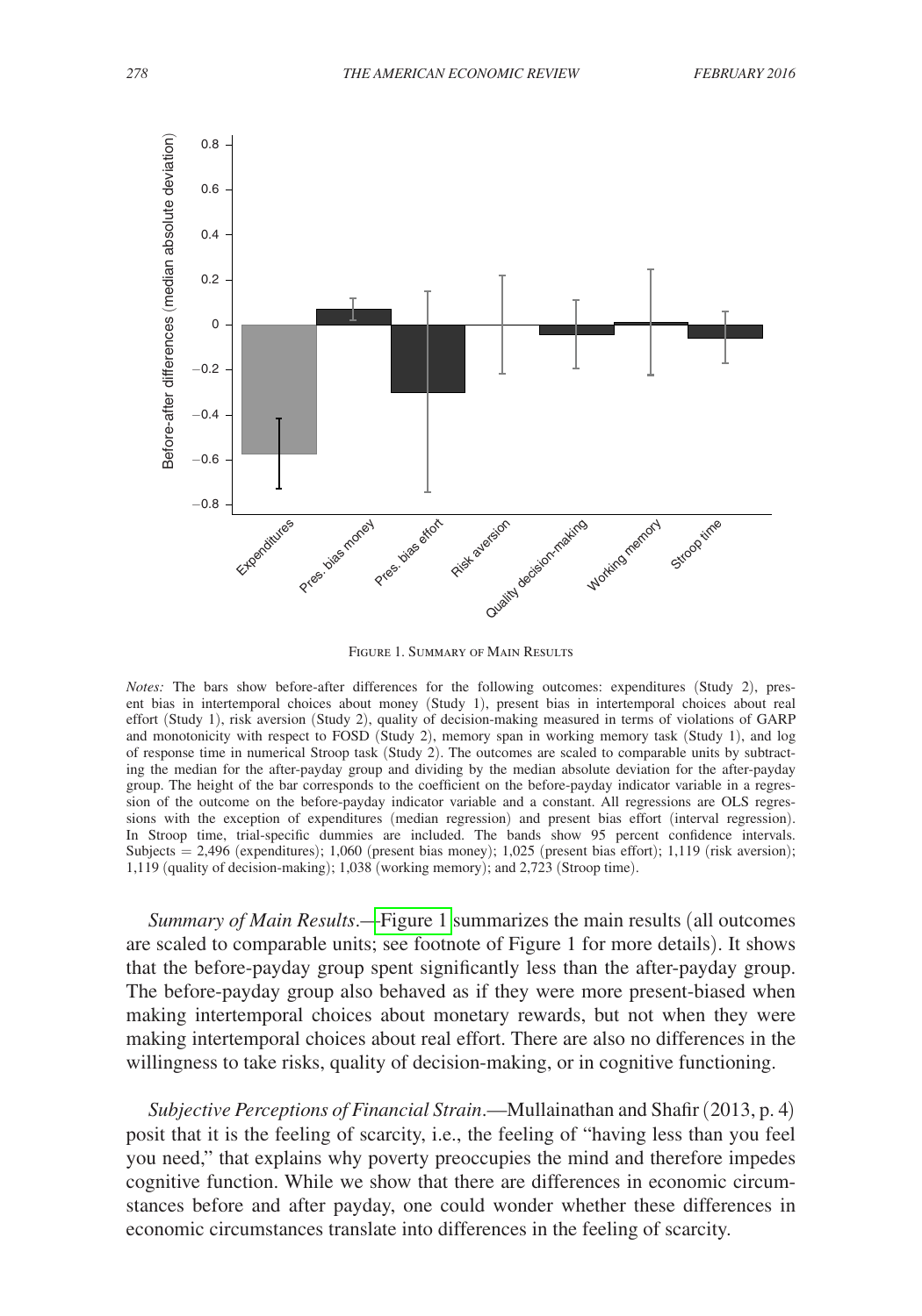Figure 1. Summary of Main Results

*Notes:* The bars show before-after differences for the following outcomes: expenditures (Study 2), present bias in intertemporal choices about money (Study 1), present bias in intertemporal choices about real effort (Study 1), risk aversion (Study 2), quality of decision-making measured in terms of violations of GARP and monotonicity with respect to FOSD (Study 2), memory span in working memory task (Study 1), and log of response time in numerical Stroop task (Study 2). The outcomes are scaled to comparable units by subtracting the median for the after-payday group and dividing by the median absolute deviation for the after-payday group. The height of the bar corresponds to the coefficient on the before-payday indicator variable in a regression of the outcome on the before-payday indicator variable and a constant. All regressions are OLS regressions with the exception of expenditures (median regression) and present bias effort (interval regression). In Stroop time, trial-specific dummies are included. The bands show 95 percent confidence intervals. Subjects = 2,496 (expenditures); 1,060 (present bias money); 1,025 (present bias effort); 1,119 (risk aversion); 1,119 (quality of decision-making); 1,038 (working memory); and 2,723 (Stroop time).

*Summary of Main Results*.—Figure 1 summarizes the main results (all outcomes are scaled to comparable units; see footnote of Figure 1 for more details). It shows that the before-payday group spent significantly less than the after-payday group. The before-payday group also behaved as if they were more present-biased when making intertemporal choices about monetary rewards, but not when they were making intertemporal choices about real effort. There are also no differences in the willingness to take risks, quality of decision-making, or in cognitive functioning.

*Subjective Perceptions of Financial Strain*.—Mullainathan and Shafir (2013, p. 4) posit that it is the feeling of scarcity, i.e., the feeling of "having less than you feel you need," that explains why poverty preoccupies the mind and therefore impedes cognitive function. While we show that there are differences in economic circumstances before and after payday, one could wonder whether these differences in economic circumstances translate into differences in the feeling of scarcity.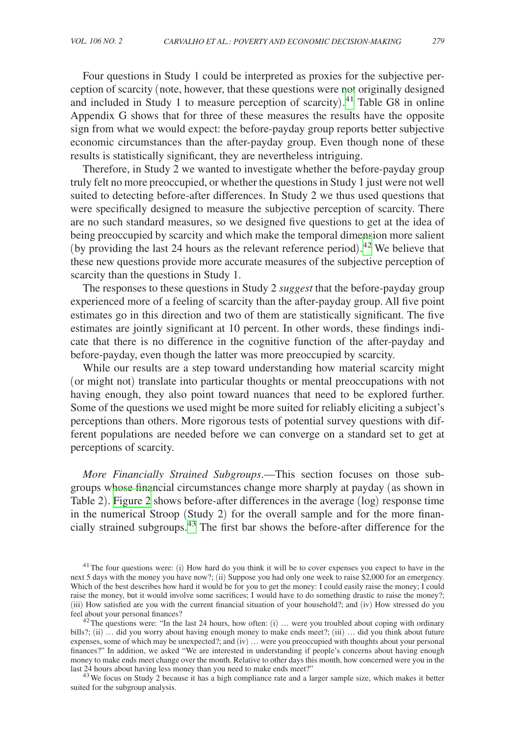Four questions in Study 1 could be interpreted as proxies for the subjective perception of scarcity (note, however, that these questions were not originally designed and included in Study 1 to measure perception of scarcity).[41] Table G8 in online Appendix G shows that for three of these measures the results have the opposite sign from what we would expect: the before-payday group reports better subjective economic circumstances than the after-payday group. Even though none of these results is statistically significant, they are nevertheless intriguing.

Therefore, in Study 2 we wanted to investigate whether the before-payday group truly felt no more preoccupied, or whether the questions in Study 1 just were not well suited to detecting before-after differences. In Study 2 we thus used questions that were specifically designed to measure the subjective perception of scarcity. There are no such standard measures, so we designed five questions to get at the idea of being preoccupied by scarcity and which make the temporal dimension more salient (by providing the last 24 hours as the relevant reference period).[42] We believe that these new questions provide more accurate measures of the subjective perception of scarcity than the questions in Study 1.

The responses to these questions in Study 2 *suggest* that the before-payday group experienced more of a feeling of scarcity than the after-payday group. All five point estimates go in this direction and two of them are statistically significant. The five estimates are jointly significant at 10 percent. In other words, these findings indicate that there is no difference in the cognitive function of the after-payday and before-payday, even though the latter was more preoccupied by scarcity.

While our results are a step toward understanding how material scarcity might (or might not) translate into particular thoughts or mental preoccupations with not having enough, they also point toward nuances that need to be explored further. Some of the questions we used might be more suited for reliably eliciting a subject's perceptions than others. More rigorous tests of potential survey questions with different populations are needed before we can converge on a standard set to get at perceptions of scarcity.

*More Financially Strained Subgroups*.—This section focuses on those subgroups whose financial circumstances change more sharply at payday (as shown in Table 2). Figure 2 shows before-after differences in the average (log) response time in the numerical Stroop (Study 2) for the overall sample and for the more financially strained subgroups.[43] The first bar shows the before-after difference for the

[41] The four questions were: (i) How hard do you think it will be to cover expenses you expect to have in the next 5 days with the money you have now?; (ii) Suppose you had only one week to raise $2,000 for an emergency. Which of the best describes how hard it would be for you to get the money: I could easily raise the money; I could raise the money, but it would involve some sacrifices; I would have to do something drastic to raise the money?; (iii) How satisfied are you with the current financial situation of your household?; and (iv) How stressed do you feel about your personal finances?

[42] The questions were: "In the last 24 hours, how often: (i) … were you troubled about coping with ordinary bills?; (ii) … did you worry about having enough money to make ends meet?; (iii) … did you think about future expenses, some of which may be unexpected?; and (iv) … were you preoccupied with thoughts about your personal finances?" In addition, we asked "We are interested in understanding if people's concerns about having enough money to make ends meet change over the month. Relative to other days this month, how concerned were you in the last 24 hours about having less money than you need to make ends meet?"

[43] We focus on Study 2 because it has a high compliance rate and a larger sample size, which makes it better suited for the subgroup analysis.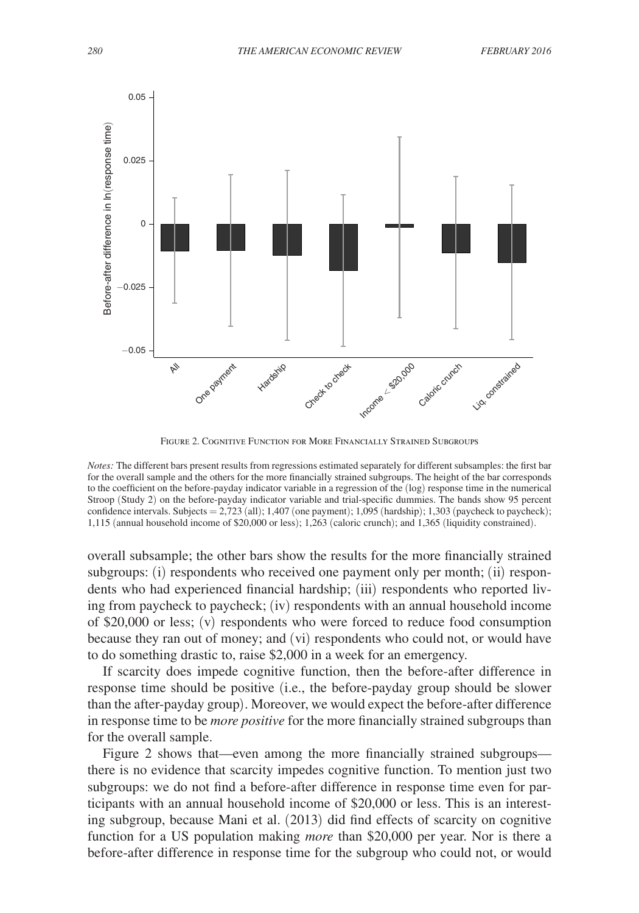Figure 2. Cognitive Function for More Financially Strained Subgroups

*Notes:* The different bars present results from regressions estimated separately for different subsamples: the first bar for the overall sample and the others for the more financially strained subgroups. The height of the bar corresponds to the coefficient on the before-payday indicator variable in a regression of the (log) response time in the numerical Stroop (Study 2) on the before-payday indicator variable and trial-specific dummies. The bands show 95 percent confidence intervals. Subjects = 2,723 (all); 1,407 (one payment); 1,095 (hardship); 1,303 (paycheck to paycheck); 1,115 (annual household income of \$20,000 or less); 1,263 (caloric crunch); and 1,365 (liquidity constrained).

overall subsample; the other bars show the results for the more financially strained subgroups: (i) respondents who received one payment only per month; (ii) respondents who had experienced financial hardship; (iii) respondents who reported living from paycheck to paycheck; (iv) respondents with an annual household income of \$20,000 or less; (v) respondents who were forced to reduce food consumption because they ran out of money; and (vi) respondents who could not, or would have to do something drastic to, raise \$2,000 in a week for an emergency.

If scarcity does impede cognitive function, then the before-after difference in response time should be positive (i.e., the before-payday group should be slower than the after-payday group). Moreover, we would expect the before-after difference in response time to be *more positive* for the more financially strained subgroups than for the overall sample.

Figure 2 shows that—even among the more financially strained subgroups—there is no evidence that scarcity impedes cognitive function. To mention just two subgroups: we do not find a before-after difference in response time even for participants with an annual household income of \$20,000 or less. This is an interesting subgroup, because Mani et al. (2013) did find effects of scarcity on cognitive function for a US population making *more* than \$20,000 per year. Nor is there a before-after difference in response time for the subgroup who could not, or would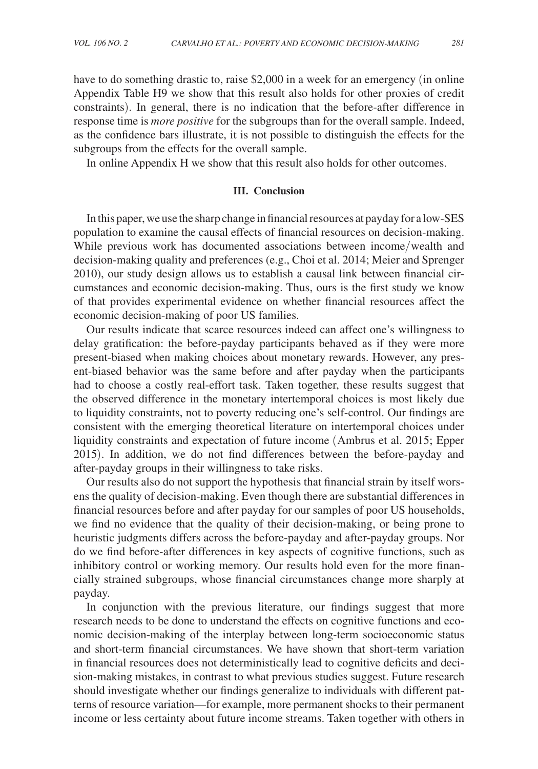have to do something drastic to, raise $2,000 in a week for an emergency (in online Appendix Table H9 we show that this result also holds for other proxies of credit constraints). In general, there is no indication that the before-after difference in response time is *more positive* for the subgroups than for the overall sample. Indeed, as the confidence bars illustrate, it is not possible to distinguish the effects for the subgroups from the effects for the overall sample.

In online Appendix H we show that this result also holds for other outcomes.

## III. Conclusion

In this paper, we use the sharp change in financial resources at payday for a low-SES population to examine the causal effects of financial resources on decision-making. While previous work has documented associations between income/wealth and decision-making quality and preferences (e.g., Choi et al. 2014; Meier and Sprenger 2010), our study design allows us to establish a causal link between financial circumstances and economic decision-making. Thus, ours is the first study we know of that provides experimental evidence on whether financial resources affect the economic decision-making of poor US families.

Our results indicate that scarce resources indeed can affect one's willingness to delay gratification: the before-payday participants behaved as if they were more present-biased when making choices about monetary rewards. However, any present-biased behavior was the same before and after payday when the participants had to choose a costly real-effort task. Taken together, these results suggest that the observed difference in the monetary intertemporal choices is most likely due to liquidity constraints, not to poverty reducing one's self-control. Our findings are consistent with the emerging theoretical literature on intertemporal choices under liquidity constraints and expectation of future income (Ambrus et al. 2015; Epper 2015). In addition, we do not find differences between the before-payday and after-payday groups in their willingness to take risks.

Our results also do not support the hypothesis that financial strain by itself worsens the quality of decision-making. Even though there are substantial differences in financial resources before and after payday for our samples of poor US households, we find no evidence that the quality of their decision-making, or being prone to heuristic judgments differs across the before-payday and after-payday groups. Nor do we find before-after differences in key aspects of cognitive functions, such as inhibitory control or working memory. Our results hold even for the more financially strained subgroups, whose financial circumstances change more sharply at payday.

In conjunction with the previous literature, our findings suggest that more research needs to be done to understand the effects on cognitive functions and economic decision-making of the interplay between long-term socioeconomic status and short-term financial circumstances. We have shown that short-term variation in financial resources does not deterministically lead to cognitive deficits and decision-making mistakes, in contrast to what previous studies suggest. Future research should investigate whether our findings generalize to individuals with different patterns of resource variation—for example, more permanent shocks to their permanent income or less certainty about future income streams. Taken together with others in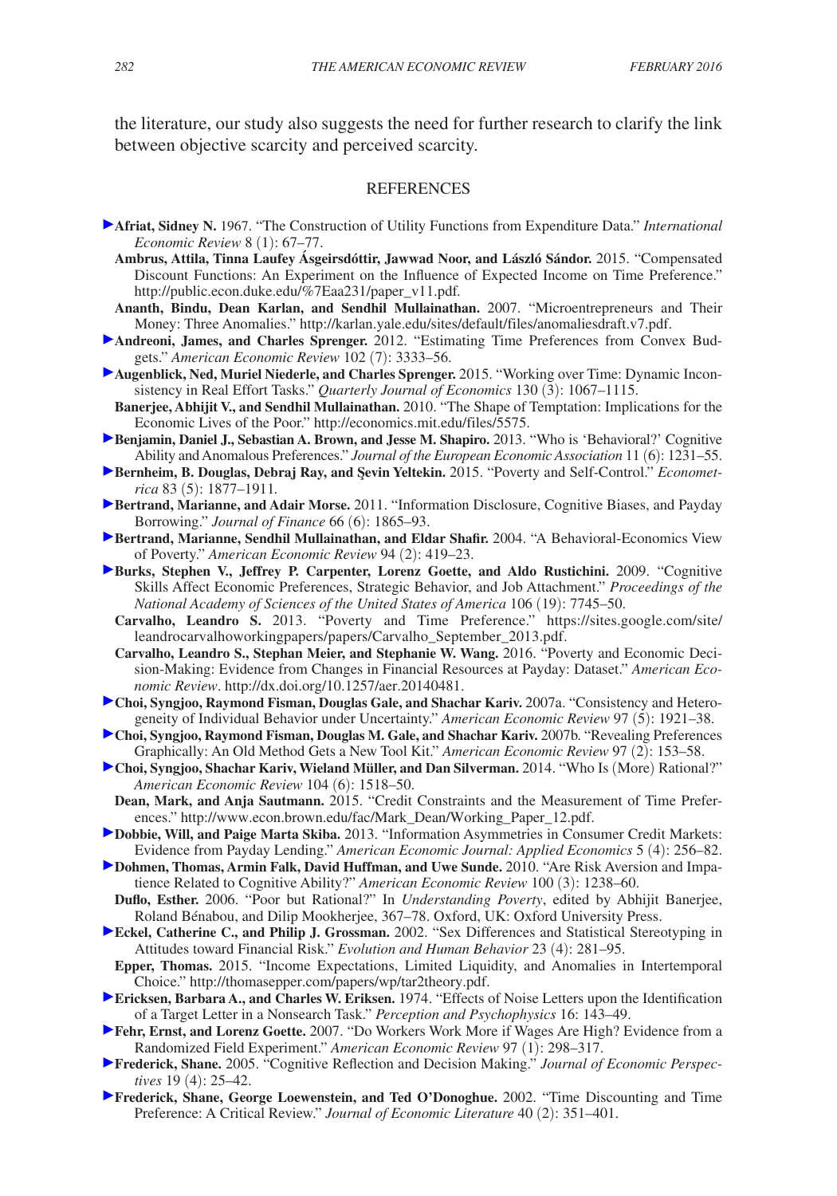the literature, our study also suggests the need for further research to clarify the link between objective scarcity and perceived scarcity.

## REFERENCES

**Afriat, Sidney N.** 1967. "The Construction of Utility Functions from Expenditure Data." *International Economic Review* 8 (1): 67–77.

**Ambrus, Attila, Tinna Laufey Ásgeirsdóttir, Jawwad Noor, and László Sándor.** 2015. "Compensated Discount Functions: An Experiment on the Influence of Expected Income on Time Preference." http://public.econ.duke.edu/%7Eaa231/paper_v11.pdf.

**Ananth, Bindu, Dean Karlan, and Sendhil Mullainathan.** 2007. "Microentrepreneurs and Their Money: Three Anomalies." http://karlan.yale.edu/sites/default/files/anomaliesdraft.v7.pdf.

**Andreoni, James, and Charles Sprenger.** 2012. "Estimating Time Preferences from Convex Budgets." *American Economic Review* 102 (7): 3333–56.

**Augenblick, Ned, Muriel Niederle, and Charles Sprenger.** 2015. "Working over Time: Dynamic Inconsistency in Real Effort Tasks." *Quarterly Journal of Economics* 130 (3): 1067–1115.

**Banerjee, Abhijit V., and Sendhil Mullainathan.** 2010. "The Shape of Temptation: Implications for the Economic Lives of the Poor." http://economics.mit.edu/files/5575.

**Benjamin, Daniel J., Sebastian A. Brown, and Jesse M. Shapiro.** 2013. "Who is 'Behavioral?' Cognitive Ability and Anomalous Preferences." *Journal of the European Economic Association* 11 (6): 1231–55.

**Bernheim, B. Douglas, Debraj Ray, and Şevin Yeltekin.** 2015. "Poverty and Self-Control." *Econometrica* 83 (5): 1877–1911.

**Bertrand, Marianne, and Adair Morse.** 2011. "Information Disclosure, Cognitive Biases, and Payday Borrowing." *Journal of Finance* 66 (6): 1865–93.

**Bertrand, Marianne, Sendhil Mullainathan, and Eldar Shafir.** 2004. "A Behavioral-Economics View of Poverty." *American Economic Review* 94 (2): 419–23.

**Burks, Stephen V., Jeffrey P. Carpenter, Lorenz Goette, and Aldo Rustichini.** 2009. "Cognitive Skills Affect Economic Preferences, Strategic Behavior, and Job Attachment." *Proceedings of the National Academy of Sciences of the United States of America* 106 (19): 7745–50.

**Carvalho, Leandro S.** 2013. "Poverty and Time Preference." https://sites.google.com/site/leandrocarvalhoworkingpapers/papers/Carvalho_September_2013.pdf.

**Carvalho, Leandro S., Stephan Meier, and Stephanie W. Wang.** 2016. "Poverty and Economic Decision-Making: Evidence from Changes in Financial Resources at Payday: Dataset." *American Economic Review*. http://dx.doi.org/10.1257/aer.20140481.

**Choi, Syngjoo, Raymond Fisman, Douglas Gale, and Shachar Kariv.** 2007a. "Consistency and Heterogeneity of Individual Behavior under Uncertainty." *American Economic Review* 97 (5): 1921–38.

**Choi, Syngjoo, Raymond Fisman, Douglas M. Gale, and Shachar Kariv.** 2007b. "Revealing Preferences Graphically: An Old Method Gets a New Tool Kit." *American Economic Review* 97 (2): 153–58.

**Choi, Syngjoo, Shachar Kariv, Wieland Müller, and Dan Silverman.** 2014. "Who Is (More) Rational?" *American Economic Review* 104 (6): 1518–50.

**Dean, Mark, and Anja Sautmann.** 2015. "Credit Constraints and the Measurement of Time Preferences." http://www.econ.brown.edu/fac/Mark_Dean/Working_Paper_12.pdf.

**Dobbie, Will, and Paige Marta Skiba.** 2013. "Information Asymmetries in Consumer Credit Markets: Evidence from Payday Lending." *American Economic Journal: Applied Economics* 5 (4): 256–82.

**Dohmen, Thomas, Armin Falk, David Huffman, and Uwe Sunde.** 2010. "Are Risk Aversion and Impatience Related to Cognitive Ability?" *American Economic Review* 100 (3): 1238–60.

**Duflo, Esther.** 2006. "Poor but Rational?" In *Understanding Poverty*, edited by Abhijit Banerjee, Roland Bénabou, and Dilip Mookherjee, 367–78. Oxford, UK: Oxford University Press.

**Eckel, Catherine C., and Philip J. Grossman.** 2002. "Sex Differences and Statistical Stereotyping in Attitudes toward Financial Risk." *Evolution and Human Behavior* 23 (4): 281–95.

**Epper, Thomas.** 2015. "Income Expectations, Limited Liquidity, and Anomalies in Intertemporal Choice." http://thomasepper.com/papers/wp/tar2theory.pdf.

**Ericksen, Barbara A., and Charles W. Eriksen.** 1974. "Effects of Noise Letters upon the Identification of a Target Letter in a Nonsearch Task." *Perception and Psychophysics* 16: 143–49.

**Fehr, Ernst, and Lorenz Goette.** 2007. "Do Workers Work More if Wages Are High? Evidence from a Randomized Field Experiment." *American Economic Review* 97 (1): 298–317.

**Frederick, Shane.** 2005. "Cognitive Reflection and Decision Making." *Journal of Economic Perspectives* 19 (4): 25–42.

**Frederick, Shane, George Loewenstein, and Ted O'Donoghue.** 2002. "Time Discounting and Time Preference: A Critical Review." *Journal of Economic Literature* 40 (2): 351–401.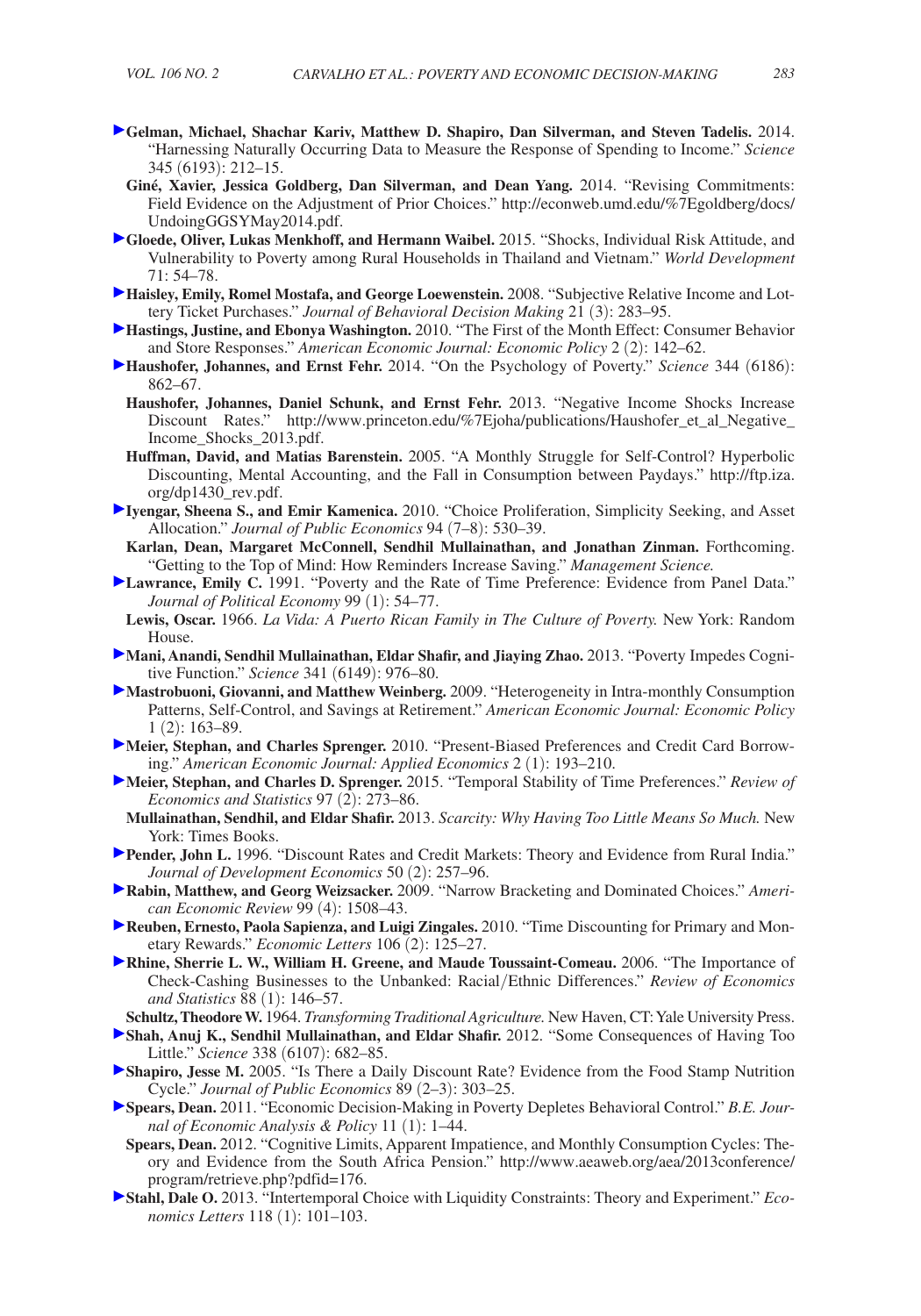**Gelman, Michael, Shachar Kariv, Matthew D. Shapiro, Dan Silverman, and Steven Tadelis.** 2014. "Harnessing Naturally Occurring Data to Measure the Response of Spending to Income." *Science* 345 (6193): 212–15.

**Giné, Xavier, Jessica Goldberg, Dan Silverman, and Dean Yang.** 2014. "Revising Commitments: Field Evidence on the Adjustment of Prior Choices." http://econweb.umd.edu/%7Egoldberg/docs/UndoingGGSYMay2014.pdf.

**Gloede, Oliver, Lukas Menkhoff, and Hermann Waibel.** 2015. "Shocks, Individual Risk Attitude, and Vulnerability to Poverty among Rural Households in Thailand and Vietnam." *World Development* 71: 54–78.

**Haisley, Emily, Romel Mostafa, and George Loewenstein.** 2008. "Subjective Relative Income and Lottery Ticket Purchases." *Journal of Behavioral Decision Making* 21 (3): 283–95.

**Hastings, Justine, and Ebonya Washington.** 2010. "The First of the Month Effect: Consumer Behavior and Store Responses." *American Economic Journal: Economic Policy* 2 (2): 142–62.

**Haushofer, Johannes, and Ernst Fehr.** 2014. "On the Psychology of Poverty." *Science* 344 (6186): 862–67.

**Haushofer, Johannes, Daniel Schunk, and Ernst Fehr.** 2013. "Negative Income Shocks Increase Discount Rates." http://www.princeton.edu/%7Ejoha/publications/Haushofer_et_al_Negative_Income_Shocks_2013.pdf.

**Huffman, David, and Matias Barenstein.** 2005. "A Monthly Struggle for Self-Control? Hyperbolic Discounting, Mental Accounting, and the Fall in Consumption between Paydays." http://ftp.iza.org/dp1430_rev.pdf.

**Iyengar, Sheena S., and Emir Kamenica.** 2010. "Choice Proliferation, Simplicity Seeking, and Asset Allocation." *Journal of Public Economics* 94 (7–8): 530–39.

**Karlan, Dean, Margaret McConnell, Sendhil Mullainathan, and Jonathan Zinman.** Forthcoming. "Getting to the Top of Mind: How Reminders Increase Saving." *Management Science.*

**Lawrance, Emily C.** 1991. "Poverty and the Rate of Time Preference: Evidence from Panel Data." *Journal of Political Economy* 99 (1): 54–77.

**Lewis, Oscar.** 1966. *La Vida: A Puerto Rican Family in The Culture of Poverty.* New York: Random House.

**Mani, Anandi, Sendhil Mullainathan, Eldar Shafir, and Jiaying Zhao.** 2013. "Poverty Impedes Cognitive Function." *Science* 341 (6149): 976–80.

**Mastrobuoni, Giovanni, and Matthew Weinberg.** 2009. "Heterogeneity in Intra-monthly Consumption Patterns, Self-Control, and Savings at Retirement." *American Economic Journal: Economic Policy* 1 (2): 163–89.

**Meier, Stephan, and Charles Sprenger.** 2010. "Present-Biased Preferences and Credit Card Borrowing." *American Economic Journal: Applied Economics* 2 (1): 193–210.

**Meier, Stephan, and Charles D. Sprenger.** 2015. "Temporal Stability of Time Preferences." *Review of Economics and Statistics* 97 (2): 273–86.

**Mullainathan, Sendhil, and Eldar Shafir.** 2013. *Scarcity: Why Having Too Little Means So Much.* New York: Times Books.

**Pender, John L.** 1996. "Discount Rates and Credit Markets: Theory and Evidence from Rural India." *Journal of Development Economics* 50 (2): 257–96.

**Rabin, Matthew, and Georg Weizsacker.** 2009. "Narrow Bracketing and Dominated Choices." *American Economic Review* 99 (4): 1508–43.

**Reuben, Ernesto, Paola Sapienza, and Luigi Zingales.** 2010. "Time Discounting for Primary and Monetary Rewards." *Economic Letters* 106 (2): 125–27.

**Rhine, Sherrie L. W., William H. Greene, and Maude Toussaint-Comeau.** 2006. "The Importance of Check-Cashing Businesses to the Unbanked: Racial/Ethnic Differences." *Review of Economics and Statistics* 88 (1): 146–57.

**Schultz, Theodore W.** 1964. *Transforming Traditional Agriculture.* New Haven, CT: Yale University Press.

**Shah, Anuj K., Sendhil Mullainathan, and Eldar Shafir.** 2012. "Some Consequences of Having Too Little." *Science* 338 (6107): 682–85.

**Shapiro, Jesse M.** 2005. "Is There a Daily Discount Rate? Evidence from the Food Stamp Nutrition Cycle." *Journal of Public Economics* 89 (2–3): 303–25.

**Spears, Dean.** 2011. "Economic Decision-Making in Poverty Depletes Behavioral Control." *B.E. Journal of Economic Analysis & Policy* 11 (1): 1–44.

**Spears, Dean.** 2012. "Cognitive Limits, Apparent Impatience, and Monthly Consumption Cycles: Theory and Evidence from the South Africa Pension." http://www.aeaweb.org/aea/2013conference/program/retrieve.php?pdfid=176.

**Stahl, Dale O.** 2013. "Intertemporal Choice with Liquidity Constraints: Theory and Experiment." *Economics Letters* 118 (1): 101–103.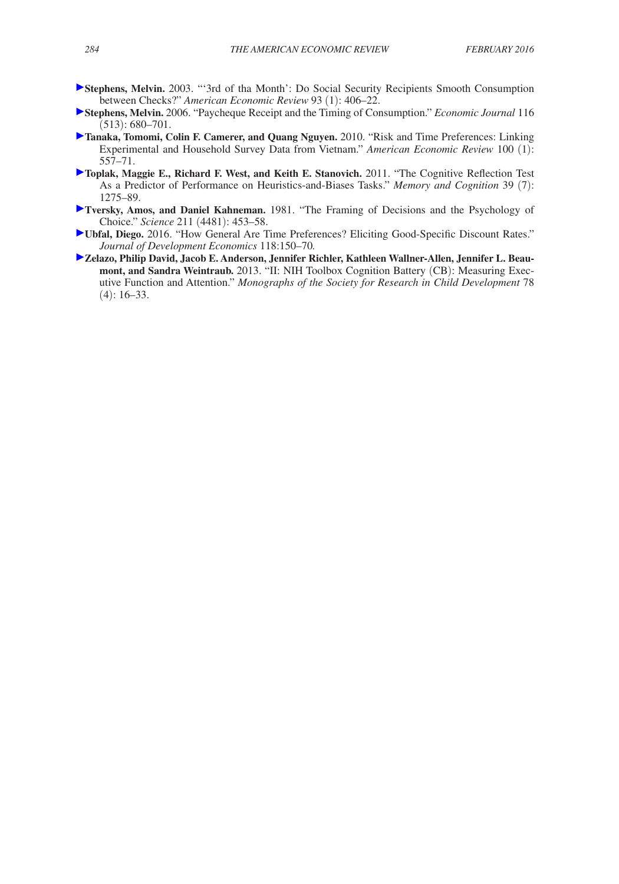**Stephens, Melvin.** 2003. "'3rd of tha Month': Do Social Security Recipients Smooth Consumption between Checks?" *American Economic Review* 93 (1): 406–22.

**Stephens, Melvin.** 2006. "Paycheque Receipt and the Timing of Consumption." *Economic Journal* 116 (513): 680–701.

**Tanaka, Tomomi, Colin F. Camerer, and Quang Nguyen.** 2010. "Risk and Time Preferences: Linking Experimental and Household Survey Data from Vietnam." *American Economic Review* 100 (1): 557–71.

**Toplak, Maggie E., Richard F. West, and Keith E. Stanovich.** 2011. "The Cognitive Reflection Test As a Predictor of Performance on Heuristics-and-Biases Tasks." *Memory and Cognition* 39 (7): 1275–89.

**Tversky, Amos, and Daniel Kahneman.** 1981. "The Framing of Decisions and the Psychology of Choice." *Science* 211 (4481): 453–58.

**Ubfal, Diego.** 2016. "How General Are Time Preferences? Eliciting Good-Specific Discount Rates." *Journal of Development Economics* 118:150–70.

**Zelazo, Philip David, Jacob E. Anderson, Jennifer Richler, Kathleen Wallner-Allen, Jennifer L. Beaumont, and Sandra Weintraub.** 2013. "II: NIH Toolbox Cognition Battery (CB): Measuring Executive Function and Attention." *Monographs of the Society for Research in Child Development* 78 (4): 16–33.